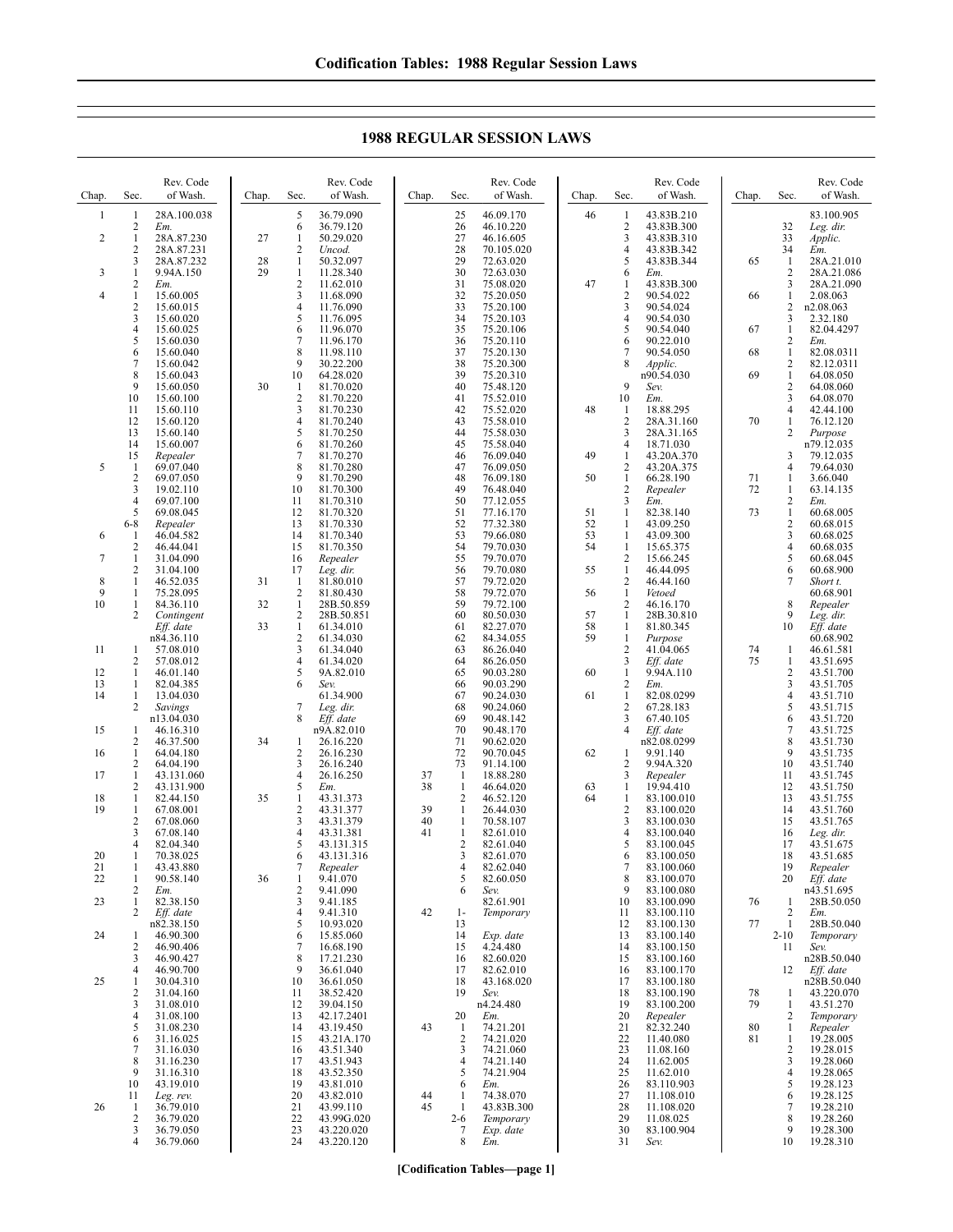# 1988 REGULAR SESSION LAWS

| Chap. | Sec. | Rev. Code of Wash. |
|---|---|---|
| 1 | 1 | 28A.100.038 |
| | 2 | *Em.* |
| 2 | 1 | 28A.87.230 |
| | 2 | 28A.87.231 |
| | 3 | 28A.87.232 |
| 3 | 1 | 9.94A.150 |
| | 2 | *Em.* |
| 4 | 1 | 15.60.005 |
| | 2 | 15.60.015 |
| | 3 | 15.60.020 |
| | 4 | 15.60.025 |
| | 5 | 15.60.030 |
| | 6 | 15.60.040 |
| | 7 | 15.60.042 |
| | 8 | 15.60.043 |
| | 9 | 15.60.050 |
| | 10 | 15.60.100 |
| | 11 | 15.60.110 |
| | 12 | 15.60.120 |
| | 13 | 15.60.140 |
| | 14 | 15.60.007 |
| | 15 | *Repealer* |
| 5 | 1 | 69.07.040 |
| | 2 | 69.07.050 |
| | 3 | 19.02.110 |
| | 4 | 69.07.100 |
| | 5 | 69.08.045 |
| | 6-8 | *Repealer* |
| 6 | 1 | 46.04.582 |
| | 2 | 46.44.041 |
| 7 | 1 | 31.04.090 |
| | 2 | 31.04.100 |
| 8 | 1 | 46.52.035 |
| 9 | 1 | 75.28.095 |
| 10 | 1 | 84.36.110 |
| | 2 | *Contingent Eff. date* n84.36.110 |
| 11 | 1 | 57.08.010 |
| | 2 | 57.08.012 |
| 12 | 1 | 46.01.140 |
| 13 | 1 | 82.04.385 |
| 14 | 1 | 13.04.030 |
| | 2 | *Savings* n13.04.030 |
| 15 | 1 | 46.16.310 |
| | 2 | 46.37.500 |
| 16 | 1 | 64.04.180 |
| | 2 | 64.04.190 |
| 17 | 1 | 43.131.060 |
| | 2 | 43.131.900 |
| 18 | 1 | 82.44.150 |
| 19 | 1 | 67.08.001 |
| | 2 | 67.08.060 |
| | 3 | 67.08.140 |
| | 4 | 82.04.340 |
| 20 | 1 | 70.38.025 |
| 21 | 1 | 43.43.880 |
| 22 | 1 | 90.58.140 |
| | 2 | *Em.* |
| 23 | 1 | 82.38.150 |
| | 2 | *Eff. date* n82.38.150 |
| 24 | 1 | 46.90.300 |
| | 2 | 46.90.406 |
| | 3 | 46.90.427 |
| | 4 | 46.90.700 |
| 25 | 1 | 30.04.310 |
| | 2 | 31.04.160 |
| | 3 | 31.08.010 |
| | 4 | 31.08.100 |
| | 5 | 31.08.230 |
| | 6 | 31.16.025 |
| | 7 | 31.16.030 |
| | 8 | 31.16.230 |
| | 9 | 31.16.310 |
| | 10 | 43.19.010 |
| | 11 | *Leg. rev.* |
| 26 | 1 | 36.79.010 |
| | 2 | 36.79.020 |
| | 3 | 36.79.050 |
| | 4 | 36.79.060 |
| | 5 | 36.79.090 |
| | 6 | 36.79.120 |
| 27 | 1 | 50.29.020 |
| | 2 | *Uncod.* |
| 28 | 1 | 50.32.097 |
| 29 | 1 | 11.28.340 |
| | 2 | 11.62.010 |
| | 3 | 11.68.090 |
| | 4 | 11.76.090 |
| | 5 | 11.76.095 |
| | 6 | 11.96.070 |
| | 7 | 11.96.170 |
| | 8 | 11.98.110 |
| | 9 | 30.22.200 |
| | 10 | 64.28.020 |
| 30 | 1 | 81.70.020 |
| | 2 | 81.70.220 |
| | 3 | 81.70.230 |
| | 4 | 81.70.240 |
| | 5 | 81.70.250 |
| | 6 | 81.70.260 |
| | 7 | 81.70.270 |
| | 8 | 81.70.280 |
| | 9 | 81.70.290 |
| | 10 | 81.70.300 |
| | 11 | 81.70.310 |
| | 12 | 81.70.320 |
| | 13 | 81.70.330 |
| | 14 | 81.70.340 |
| | 15 | 81.70.350 |
| | 16 | *Repealer* |
| | 17 | *Leg. dir.* |
| 31 | 1 | 81.80.010 |
| | 2 | 81.80.430 |
| 32 | 1 | 28B.50.859 |
| | 2 | 28B.50.851 |
| 33 | 1 | 61.34.010 |
| | 2 | 61.34.030 |
| | 3 | 61.34.040 |
| | 4 | 61.34.020 |
| | 5 | 9A.82.010 |
| | 6 | *Sev.* 61.34.900 |
| | 7 | *Leg. dir.* |
| | 8 | *Eff. date* n9A.82.010 |
| 34 | 1 | 26.16.220 |
| | 2 | 26.16.230 |
| | 3 | 26.16.240 |
| | 4 | 26.16.250 |
| | 5 | *Em.* |
| 35 | 1 | 43.31.373 |
| | 2 | 43.31.377 |
| | 3 | 43.31.379 |
| | 4 | 43.31.381 |
| | 5 | 43.131.315 |
| | 6 | 43.131.316 |
| | 7 | *Repealer* |
| 36 | 1 | 9.41.070 |
| | 2 | 9.41.090 |
| | 3 | 9.41.185 |
| | 4 | 9.41.310 |
| | 5 | 10.93.020 |
| | 6 | 15.85.060 |
| | 7 | 16.68.190 |
| | 8 | 17.21.230 |
| | 9 | 36.61.040 |
| | 10 | 36.61.050 |
| | 11 | 38.52.420 |
| | 12 | 39.04.150 |
| | 13 | 42.17.2401 |
| | 14 | 43.19.450 |
| | 15 | 43.21A.170 |
| | 16 | 43.51.340 |
| | 17 | 43.51.943 |
| | 18 | 43.52.350 |
| | 19 | 43.81.010 |
| | 20 | 43.82.010 |
| | 21 | 43.99.110 |
| | 22 | 43.99G.020 |
| | 23 | 43.220.020 |
| | 24 | 43.220.120 |
| | 25 | 46.09.170 |
| | 26 | 46.10.220 |
| | 27 | 46.16.605 |
| | 28 | 70.105.020 |
| | 29 | 72.63.020 |
| | 30 | 72.63.030 |
| | 31 | 75.08.020 |
| | 32 | 75.20.050 |
| | 33 | 75.20.100 |
| | 34 | 75.20.103 |
| | 35 | 75.20.106 |
| | 36 | 75.20.110 |
| | 37 | 75.20.130 |
| | 38 | 75.20.300 |
| | 39 | 75.20.310 |
| | 40 | 75.48.120 |
| | 41 | 75.52.010 |
| | 42 | 75.52.020 |
| | 43 | 75.58.010 |
| | 44 | 75.58.030 |
| | 45 | 75.58.040 |
| | 46 | 76.09.040 |
| | 47 | 76.09.050 |
| | 48 | 76.09.180 |
| | 49 | 76.48.040 |
| | 50 | 77.12.055 |
| | 51 | 77.16.170 |
| | 52 | 77.32.380 |
| | 53 | 79.66.080 |
| | 54 | 79.70.030 |
| | 55 | 79.70.070 |
| | 56 | 79.70.080 |
| | 57 | 79.72.020 |
| | 58 | 79.72.070 |
| | 59 | 79.72.100 |
| | 60 | 80.50.030 |
| | 61 | 82.27.070 |
| | 62 | 84.34.055 |
| | 63 | 86.26.040 |
| | 64 | 86.26.050 |
| | 65 | 90.03.280 |
| | 66 | 90.03.290 |
| | 67 | 90.24.030 |
| | 68 | 90.24.060 |
| | 69 | 90.48.142 |
| | 70 | 90.48.170 |
| | 71 | 90.62.020 |
| | 72 | 90.70.045 |
| | 73 | 91.14.100 |
| 37 | 1 | 18.88.280 |
| 38 | 1 | 46.64.020 |
| | 2 | 46.52.120 |
| 39 | 1 | 26.44.030 |
| 40 | 1 | 70.58.107 |
| 41 | 1 | 82.61.010 |
| | 2 | 82.61.040 |
| | 3 | 82.61.070 |
| | 4 | 82.62.040 |
| | 5 | 82.60.050 |
| | 6 | *Sev.* 82.61.901 |
| 42 | 1-13 | *Temporary* |
| | 14 | *Exp. date* |
| | 15 | 4.24.480 |
| | 16 | 82.60.020 |
| | 17 | 82.62.010 |
| | 18 | 43.168.020 |
| | 19 | *Sev.* n4.24.480 |
| | 20 | *Em.* |
| 43 | 1 | 74.21.201 |
| | 2 | 74.21.020 |
| | 3 | 74.21.060 |
| | 4 | 74.21.140 |
| | 5 | 74.21.904 |
| | 6 | *Em.* |
| 44 | 1 | 74.38.070 |
| 45 | 1 | 43.83B.300 |
| | 2-6 | *Temporary* |
| | 7 | *Exp. date* |
| | 8 | *Em.* |
| 46 | 1 | 43.83B.210 |
| | 2 | 43.83B.300 |
| | 3 | 43.83B.310 |
| | 4 | 43.83B.342 |
| | 5 | 43.83B.344 |
| | 6 | *Em.* |
| 47 | 1 | 43.83B.300 |
| | 2 | 90.54.022 |
| | 3 | 90.54.024 |
| | 4 | 90.54.030 |
| | 5 | 90.54.040 |
| | 6 | 90.22.010 |
| | 7 | 90.54.050 |
| | 8 | *Applic.* n90.54.030 |
| | 9 | *Sev.* |
| | 10 | *Em.* |
| 48 | 1 | 18.88.295 |
| | 2 | 28A.31.160 |
| | 3 | 28A.31.165 |
| | 4 | 18.71.030 |
| 49 | 1 | 43.20A.370 |
| | 2 | 43.20A.375 |
| 50 | 1 | 66.28.190 |
| | 2 | *Repealer* |
| | 3 | *Em.* |
| 51 | 1 | 82.38.140 |
| 52 | 1 | 43.09.250 |
| 53 | 1 | 43.09.300 |
| 54 | 1 | 15.65.375 |
| | 2 | 15.66.245 |
| 55 | 1 | 46.44.095 |
| | 2 | 46.44.160 |
| 56 | 1 | *Vetoed* |
| | 2 | 46.16.170 |
| 57 | 1 | 28B.30.810 |
| 58 | 1 | 81.80.345 |
| 59 | 1 | *Purpose* |
| | 2 | 41.04.065 |
| | 3 | *Eff. date* n41.04.065 |
| 60 | 1 | 9.94A.110 |
| | 2 | *Em.* |
| 61 | 1 | 82.08.0299 |
| | 2 | 67.28.183 |
| | 3 | 67.40.105 |
| | 4 | *Eff. date* n82.08.0299 |
| 62 | 1 | 9.91.140 |
| | 2 | 9.94A.320 |
| | 3 | *Repealer* |
| 63 | 1 | 19.94.410 |
| 64 | 1 | 83.100.010 |
| | 2 | 83.100.020 |
| | 3 | 83.100.030 |
| | 4 | 83.100.040 |
| | 5 | 83.100.045 |
| | 6 | 83.100.050 |
| | 7 | 83.100.060 |
| | 8 | 83.100.070 |
| | 9 | 83.100.080 |
| | 10 | 83.100.090 |
| | 11 | 83.100.110 |
| | 12 | 83.100.130 |
| | 13 | 83.100.140 |
| | 14 | 83.100.150 |
| | 15 | 83.100.160 |
| | 16 | 83.100.170 |
| | 17 | 83.100.180 |
| | 18 | 83.100.190 |
| | 19 | 83.100.200 |
| | 20 | *Repealer* |
| | 21 | 82.32.240 |
| | 22 | 11.40.080 |
| | 23 | 11.08.160 |
| | 24 | 11.62.005 |
| | 25 | 11.62.010 |
| | 26 | 83.110.903 |
| | 27 | 11.108.010 |
| | 28 | 11.108.020 |
| | 29 | 11.08.025 |
| | 30 | 83.100.904 |
| | 31 | *Sev.* 83.100.905 |
| | 32 | *Leg. dir.* |
| | 33 | *Applic.* |
| | 34 | *Em.* |
| 65 | 1 | 28A.21.010 |
| | 2 | 28A.21.086 |
| | 3 | 28A.21.090 |
| 66 | 1 | 2.08.063 |
| | 2 | n2.08.063 |
| | 3 | 2.32.180 |
| 67 | 1 | 82.04.4297 |
| | 2 | *Em.* |
| 68 | 1 | 82.08.0311 |
| | 2 | 82.12.0311 |
| 69 | 1 | 64.08.050 |
| | 2 | 64.08.060 |
| | 3 | 64.08.070 |
| | 4 | 42.44.100 |
| 70 | 1 | 76.12.120 |
| | 2 | *Purpose* n79.12.035 |
| | 3 | 79.12.035 |
| | 4 | 79.64.030 |
| 71 | 1 | 3.66.040 |
| 72 | 1 | 63.14.135 |
| | 2 | *Em.* |
| 73 | 1 | 60.68.005 |
| | 2 | 60.68.015 |
| | 3 | 60.68.025 |
| | 4 | 60.68.035 |
| | 5 | 60.68.045 |
| | 6 | 60.68.900 |
| | 7 | *Short t.* 60.68.901 |
| | 8 | *Repealer* |
| | 9 | *Leg. dir.* |
| | 10 | *Eff. date* 60.68.902 |
| 74 | 1 | 46.61.581 |
| 75 | 1 | 43.51.695 |
| | 2 | 43.51.700 |
| | 3 | 43.51.705 |
| | 4 | 43.51.710 |
| | 5 | 43.51.715 |
| | 6 | 43.51.720 |
| | 7 | 43.51.725 |
| | 8 | 43.51.730 |
| | 9 | 43.51.735 |
| | 10 | 43.51.740 |
| | 11 | 43.51.745 |
| | 12 | 43.51.750 |
| | 13 | 43.51.755 |
| | 14 | 43.51.760 |
| | 15 | 43.51.765 |
| | 16 | *Leg. dir.* |
| | 17 | 43.51.675 |
| | 18 | 43.51.685 |
| | 19 | *Repealer* |
| | 20 | *Eff. date* n43.51.695 |
| 76 | 1 | 28B.50.050 |
| | 2 | *Em.* |
| 77 | 1 | 28B.50.040 |
| | 2-10 | *Temporary* |
| | 11 | *Sev.* n28B.50.040 |
| | 12 | *Eff. date* n28B.50.040 |
| 78 | 1 | 43.220.070 |
| 79 | 1 | 43.51.270 |
| | 2 | *Temporary* |
| 80 | 1 | *Repealer* |
| 81 | 1 | 19.28.005 |
| | 2 | 19.28.015 |
| | 3 | 19.28.060 |
| | 4 | 19.28.065 |
| | 5 | 19.28.123 |
| | 6 | 19.28.125 |
| | 7 | 19.28.210 |
| | 8 | 19.28.260 |
| | 9 | 19.28.300 |
| | 10 | 19.28.310 |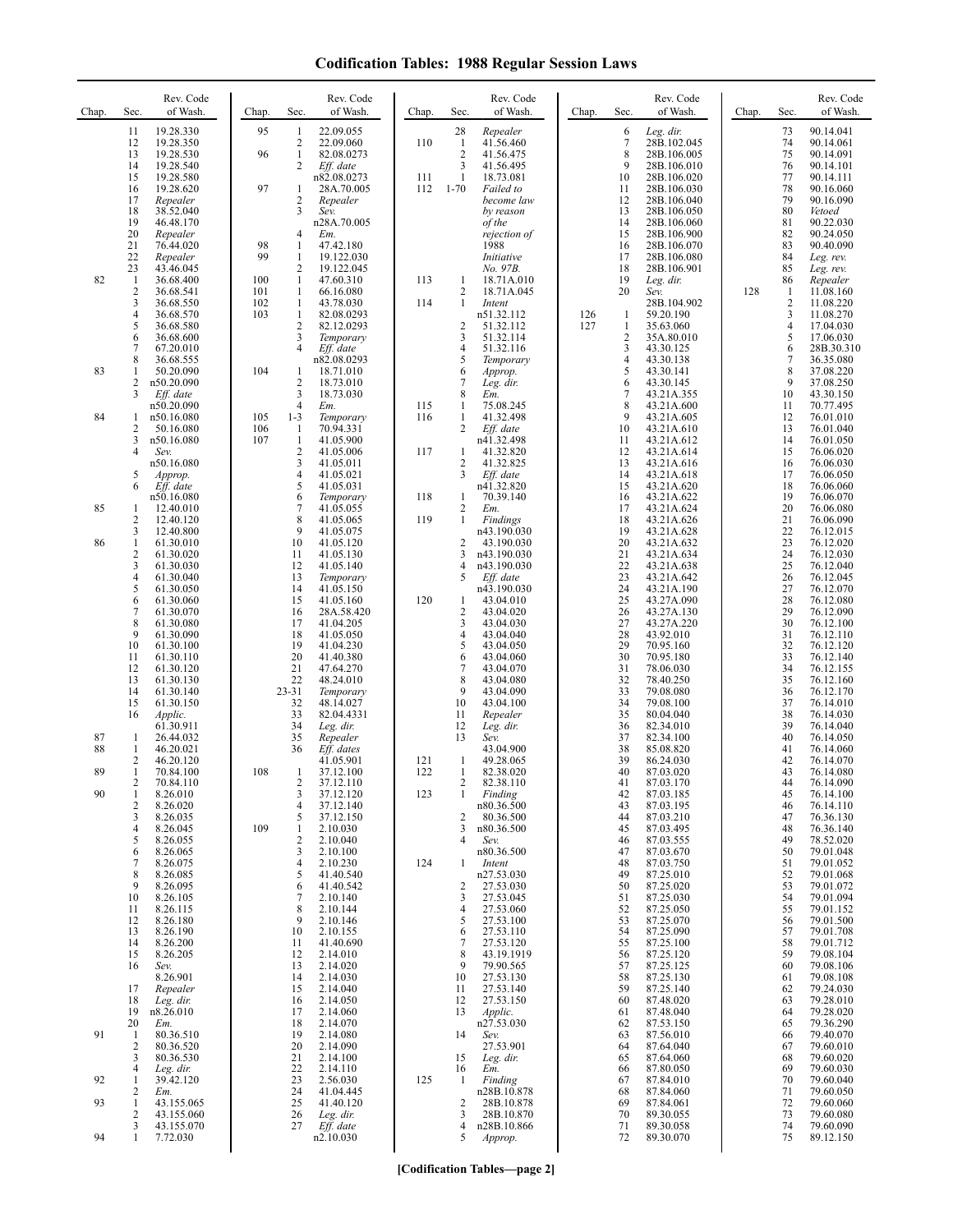# Codification Tables: 1988 Regular Session Laws

| Chap. | Sec. | Rev. Code of Wash. |
|---|---|---|
| | 11 | 19.28.330 |
| | 12 | 19.28.350 |
| | 13 | 19.28.530 |
| | 14 | 19.28.540 |
| | 15 | 19.28.580 |
| | 16 | 19.28.620 |
| | 17 | *Repealer* |
| | 18 | 38.52.040 |
| | 19 | 46.48.170 |
| | 20 | *Repealer* |
| | 21 | 76.44.020 |
| | 22 | *Repealer* |
| | 23 | 43.46.045 |
| 82 | 1 | 36.68.400 |
| | 2 | 36.68.541 |
| | 3 | 36.68.550 |
| | 4 | 36.68.570 |
| | 5 | 36.68.580 |
| | 6 | 36.68.600 |
| | 7 | 67.20.010 |
| | 8 | 36.68.555 |
| 83 | 1 | 50.20.090 |
| | 2 | n50.20.090 |
| | 3 | *Eff. date* n50.20.090 |
| 84 | 1 | n50.16.080 |
| | 2 | 50.16.080 |
| | 3 | n50.16.080 |
| | 4 | *Sev.* n50.16.080 |
| | 5 | *Approp.* |
| | 6 | *Eff. date* n50.16.080 |
| 85 | 1 | 12.40.010 |
| | 2 | 12.40.120 |
| | 3 | 12.40.800 |
| 86 | 1 | 61.30.010 |
| | 2 | 61.30.020 |
| | 3 | 61.30.030 |
| | 4 | 61.30.040 |
| | 5 | 61.30.050 |
| | 6 | 61.30.060 |
| | 7 | 61.30.070 |
| | 8 | 61.30.080 |
| | 9 | 61.30.090 |
| | 10 | 61.30.100 |
| | 11 | 61.30.110 |
| | 12 | 61.30.120 |
| | 13 | 61.30.130 |
| | 14 | 61.30.140 |
| | 15 | 61.30.150 |
| | 16 | *Applic.* 61.30.911 |
| 87 | 1 | 26.44.032 |
| 88 | 1 | 46.20.021 |
| | 2 | 46.20.120 |
| 89 | 1 | 70.84.100 |
| | 2 | 70.84.110 |
| 90 | 1 | 8.26.010 |
| | 2 | 8.26.020 |
| | 3 | 8.26.035 |
| | 4 | 8.26.045 |
| | 5 | 8.26.055 |
| | 6 | 8.26.065 |
| | 7 | 8.26.075 |
| | 8 | 8.26.085 |
| | 9 | 8.26.095 |
| | 10 | 8.26.105 |
| | 11 | 8.26.115 |
| | 12 | 8.26.180 |
| | 13 | 8.26.190 |
| | 14 | 8.26.200 |
| | 15 | 8.26.205 |
| | 16 | *Sev.* 8.26.901 |
| | 17 | *Repealer* |
| | 18 | *Leg. dir.* |
| | 19 | n8.26.010 |
| | 20 | *Em.* |
| 91 | 1 | 80.36.510 |
| | 2 | 80.36.520 |
| | 3 | 80.36.530 |
| | 4 | *Leg. dir.* |
| 92 | 1 | 39.42.120 |
| | 2 | *Em.* |
| 93 | 1 | 43.155.065 |
| | 2 | 43.155.060 |
| | 3 | 43.155.070 |
| 94 | 1 | 7.72.030 |
| 95 | 1 | 22.09.055 |
| | 2 | 22.09.060 |
| 96 | 1 | 82.08.0273 |
| | 2 | *Eff. date* n82.08.0273 |
| 97 | 1 | 28A.70.005 |
| | 2 | *Repealer* |
| | 3 | *Sev.* n28A.70.005 |
| | 4 | *Em.* |
| 98 | 1 | 47.42.180 |
| 99 | 1 | 19.122.030 |
| | 2 | 19.122.045 |
| 100 | 1 | 47.60.310 |
| 101 | 1 | 66.16.080 |
| 102 | 1 | 43.78.030 |
| 103 | 1 | 82.08.0293 |
| | 2 | 82.12.0293 |
| | 3 | *Temporary* |
| | 4 | *Eff. date* n82.08.0293 |
| 104 | 1 | 18.71.010 |
| | 2 | 18.73.010 |
| | 3 | 18.73.030 |
| | 4 | *Em.* |
| 105 | 1-3 | *Temporary* |
| 106 | 1 | 70.94.331 |
| 107 | 1 | 41.05.900 |
| | 2 | 41.05.006 |
| | 3 | 41.05.011 |
| | 4 | 41.05.021 |
| | 5 | 41.05.031 |
| | 6 | *Temporary* |
| | 7 | 41.05.055 |
| | 8 | 41.05.065 |
| | 9 | 41.05.075 |
| | 10 | 41.05.120 |
| | 11 | 41.05.130 |
| | 12 | 41.05.140 |
| | 13 | *Temporary* |
| | 14 | 41.05.150 |
| | 15 | 41.05.160 |
| | 16 | 28A.58.420 |
| | 17 | 41.04.205 |
| | 18 | 41.05.050 |
| | 19 | 41.04.230 |
| | 20 | 41.40.380 |
| | 21 | 47.64.270 |
| | 22 | 48.24.010 |
| | 23-31 | *Temporary* |
| | 32 | 48.14.027 |
| | 33 | 82.04.4331 |
| | 34 | *Leg. dir.* |
| | 35 | *Repealer* |
| | 36 | *Eff. dates* 41.05.901 |
| 108 | 1 | 37.12.100 |
| | 2 | 37.12.110 |
| | 3 | 37.12.120 |
| | 4 | 37.12.140 |
| | 5 | 37.12.150 |
| 109 | 1 | 2.10.030 |
| | 2 | 2.10.040 |
| | 3 | 2.10.100 |
| | 4 | 2.10.230 |
| | 5 | 41.40.540 |
| | 6 | 41.40.542 |
| | 7 | 2.10.140 |
| | 8 | 2.10.144 |
| | 9 | 2.10.146 |
| | 10 | 2.10.155 |
| | 11 | 41.40.690 |
| | 12 | 2.14.010 |
| | 13 | 2.14.020 |
| | 14 | 2.14.030 |
| | 15 | 2.14.040 |
| | 16 | 2.14.050 |
| | 17 | 2.14.060 |
| | 18 | 2.14.070 |
| | 19 | 2.14.080 |
| | 20 | 2.14.090 |
| | 21 | 2.14.100 |
| | 22 | 2.14.110 |
| | 23 | 2.56.030 |
| | 24 | 41.04.445 |
| | 25 | 41.40.120 |
| | 26 | *Leg. dir.* |
| | 27 | *Eff. date* n2.10.030 |
| | 28 | *Repealer* |
| 110 | 1 | 41.56.460 |
| | 2 | 41.56.475 |
| | 3 | 41.56.495 |
| 111 | 1 | 18.73.081 |
| 112 | 1-70 | *Failed to become law by reason of the rejection of 1988 Initiative No. 97B.* |
| 113 | 1 | 18.71A.010 |
| | 2 | 18.71A.045 |
| 114 | 1 | *Intent* n51.32.112 |
| | 2 | 51.32.112 |
| | 3 | 51.32.114 |
| | 4 | 51.32.116 |
| | 5 | *Temporary* |
| | 6 | *Approp.* |
| | 7 | *Leg. dir.* |
| | 8 | *Em.* |
| 115 | 1 | 75.08.245 |
| 116 | 1 | 41.32.498 |
| | 2 | *Eff. date* n41.32.498 |
| 117 | 1 | 41.32.820 |
| | 2 | 41.32.825 |
| | 3 | *Eff. date* n41.32.820 |
| 118 | 1 | 70.39.140 |
| | 2 | *Em.* |
| 119 | 1 | *Findings* n43.190.030 |
| | 2 | 43.190.030 |
| | 3 | n43.190.030 |
| | 4 | n43.190.030 |
| | 5 | *Eff. date* n43.190.030 |
| 120 | 1 | 43.04.010 |
| | 2 | 43.04.020 |
| | 3 | 43.04.030 |
| | 4 | 43.04.040 |
| | 5 | 43.04.050 |
| | 6 | 43.04.060 |
| | 7 | 43.04.070 |
| | 8 | 43.04.080 |
| | 9 | 43.04.090 |
| | 10 | 43.04.100 |
| | 11 | *Repealer* |
| | 12 | *Leg. dir.* |
| | 13 | *Sev.* 43.04.900 |
| 121 | 1 | 49.28.065 |
| 122 | 1 | 82.38.020 |
| | 2 | 82.38.110 |
| 123 | 1 | *Finding* n80.36.500 |
| | 2 | 80.36.500 |
| | 3 | n80.36.500 |
| | 4 | *Sev.* n80.36.500 |
| 124 | 1 | *Intent* n27.53.030 |
| | 2 | 27.53.030 |
| | 3 | 27.53.045 |
| | 4 | 27.53.060 |
| | 5 | 27.53.100 |
| | 6 | 27.53.110 |
| | 7 | 27.53.120 |
| | 8 | 43.19.1919 |
| | 9 | 79.90.565 |
| | 10 | 27.53.130 |
| | 11 | 27.53.140 |
| | 12 | 27.53.150 |
| | 13 | *Applic.* n27.53.030 |
| | 14 | *Sev.* 27.53.901 |
| | 15 | *Leg. dir.* |
| | 16 | *Em.* |
| 125 | 1 | *Finding* n28B.10.878 |
| | 2 | 28B.10.878 |
| | 3 | 28B.10.870 |
| | 4 | n28B.10.866 |
| | 5 | *Approp.* |
| | 6 | *Leg. dir.* |
| | 7 | 28B.102.045 |
| | 8 | 28B.106.005 |
| | 9 | 28B.106.010 |
| | 10 | 28B.106.020 |
| | 11 | 28B.106.030 |
| | 12 | 28B.106.040 |
| | 13 | 28B.106.050 |
| | 14 | 28B.106.060 |
| | 15 | 28B.106.900 |
| | 16 | 28B.106.070 |
| | 17 | 28B.106.080 |
| | 18 | 28B.106.901 |
| | 19 | *Leg. dir.* |
| | 20 | *Sev.* 28B.104.902 |
| 126 | 1 | 59.20.190 |
| 127 | 1 | 35.63.060 |
| | 2 | 35A.80.010 |
| | 3 | 43.30.125 |
| | 4 | 43.30.138 |
| | 5 | 43.30.141 |
| | 6 | 43.30.145 |
| | 7 | 43.21A.355 |
| | 8 | 43.21A.600 |
| | 9 | 43.21A.605 |
| | 10 | 43.21A.610 |
| | 11 | 43.21A.612 |
| | 12 | 43.21A.614 |
| | 13 | 43.21A.616 |
| | 14 | 43.21A.618 |
| | 15 | 43.21A.620 |
| | 16 | 43.21A.622 |
| | 17 | 43.21A.624 |
| | 18 | 43.21A.626 |
| | 19 | 43.21A.628 |
| | 20 | 43.21A.632 |
| | 21 | 43.21A.634 |
| | 22 | 43.21A.638 |
| | 23 | 43.21A.642 |
| | 24 | 43.21A.190 |
| | 25 | 43.27A.090 |
| | 26 | 43.27A.130 |
| | 27 | 43.27A.220 |
| | 28 | 43.92.010 |
| | 29 | 70.95.160 |
| | 30 | 70.95.180 |
| | 31 | 78.06.030 |
| | 32 | 78.40.250 |
| | 33 | 79.08.080 |
| | 34 | 79.08.100 |
| | 35 | 80.04.040 |
| | 36 | 82.34.010 |
| | 37 | 82.34.100 |
| | 38 | 85.08.820 |
| | 39 | 86.24.030 |
| | 40 | 87.03.020 |
| | 41 | 87.03.170 |
| | 42 | 87.03.185 |
| | 43 | 87.03.195 |
| | 44 | 87.03.210 |
| | 45 | 87.03.495 |
| | 46 | 87.03.555 |
| | 47 | 87.03.670 |
| | 48 | 87.03.750 |
| | 49 | 87.25.010 |
| | 50 | 87.25.020 |
| | 51 | 87.25.030 |
| | 52 | 87.25.050 |
| | 53 | 87.25.070 |
| | 54 | 87.25.090 |
| | 55 | 87.25.100 |
| | 56 | 87.25.120 |
| | 57 | 87.25.125 |
| | 58 | 87.25.130 |
| | 59 | 87.25.140 |
| | 60 | 87.48.020 |
| | 61 | 87.48.040 |
| | 62 | 87.53.150 |
| | 63 | 87.56.010 |
| | 64 | 87.64.040 |
| | 65 | 87.64.060 |
| | 66 | 87.80.050 |
| | 67 | 87.84.010 |
| | 68 | 87.84.060 |
| | 69 | 87.84.061 |
| | 70 | 89.30.055 |
| | 71 | 89.30.058 |
| | 72 | 89.30.070 |
| | 73 | 90.14.041 |
| | 74 | 90.14.061 |
| | 75 | 90.14.091 |
| | 76 | 90.14.101 |
| | 77 | 90.14.111 |
| | 78 | 90.16.060 |
| | 79 | 90.16.090 |
| | 80 | *Vetoed* |
| | 81 | 90.22.030 |
| | 82 | 90.24.050 |
| | 83 | 90.40.090 |
| | 84 | *Leg. rev.* |
| | 85 | *Leg. rev.* |
| | 86 | *Repealer* |
| 128 | 1 | 11.08.160 |
| | 2 | 11.08.220 |
| | 3 | 11.08.270 |
| | 4 | 17.04.030 |
| | 5 | 17.06.030 |
| | 6 | 28B.30.310 |
| | 7 | 36.35.080 |
| | 8 | 37.08.220 |
| | 9 | 37.08.250 |
| | 10 | 43.30.150 |
| | 11 | 70.77.495 |
| | 12 | 76.01.010 |
| | 13 | 76.01.040 |
| | 14 | 76.01.050 |
| | 15 | 76.06.020 |
| | 16 | 76.06.030 |
| | 17 | 76.06.050 |
| | 18 | 76.06.060 |
| | 19 | 76.06.070 |
| | 20 | 76.06.080 |
| | 21 | 76.06.090 |
| | 22 | 76.12.015 |
| | 23 | 76.12.020 |
| | 24 | 76.12.030 |
| | 25 | 76.12.040 |
| | 26 | 76.12.045 |
| | 27 | 76.12.070 |
| | 28 | 76.12.080 |
| | 29 | 76.12.090 |
| | 30 | 76.12.100 |
| | 31 | 76.12.110 |
| | 32 | 76.12.120 |
| | 33 | 76.12.140 |
| | 34 | 76.12.155 |
| | 35 | 76.12.160 |
| | 36 | 76.12.170 |
| | 37 | 76.14.010 |
| | 38 | 76.14.030 |
| | 39 | 76.14.040 |
| | 40 | 76.14.050 |
| | 41 | 76.14.060 |
| | 42 | 76.14.070 |
| | 43 | 76.14.080 |
| | 44 | 76.14.090 |
| | 45 | 76.14.100 |
| | 46 | 76.14.110 |
| | 47 | 76.36.130 |
| | 48 | 76.36.140 |
| | 49 | 78.52.020 |
| | 50 | 79.01.048 |
| | 51 | 79.01.052 |
| | 52 | 79.01.068 |
| | 53 | 79.01.072 |
| | 54 | 79.01.094 |
| | 55 | 79.01.152 |
| | 56 | 79.01.500 |
| | 57 | 79.01.708 |
| | 58 | 79.01.712 |
| | 59 | 79.08.104 |
| | 60 | 79.08.106 |
| | 61 | 79.08.108 |
| | 62 | 79.24.030 |
| | 63 | 79.28.010 |
| | 64 | 79.28.020 |
| | 65 | 79.36.290 |
| | 66 | 79.40.070 |
| | 67 | 79.60.010 |
| | 68 | 79.60.020 |
| | 69 | 79.60.030 |
| | 70 | 79.60.040 |
| | 71 | 79.60.050 |
| | 72 | 79.60.060 |
| | 73 | 79.60.080 |
| | 74 | 79.60.090 |
| | 75 | 89.12.150 |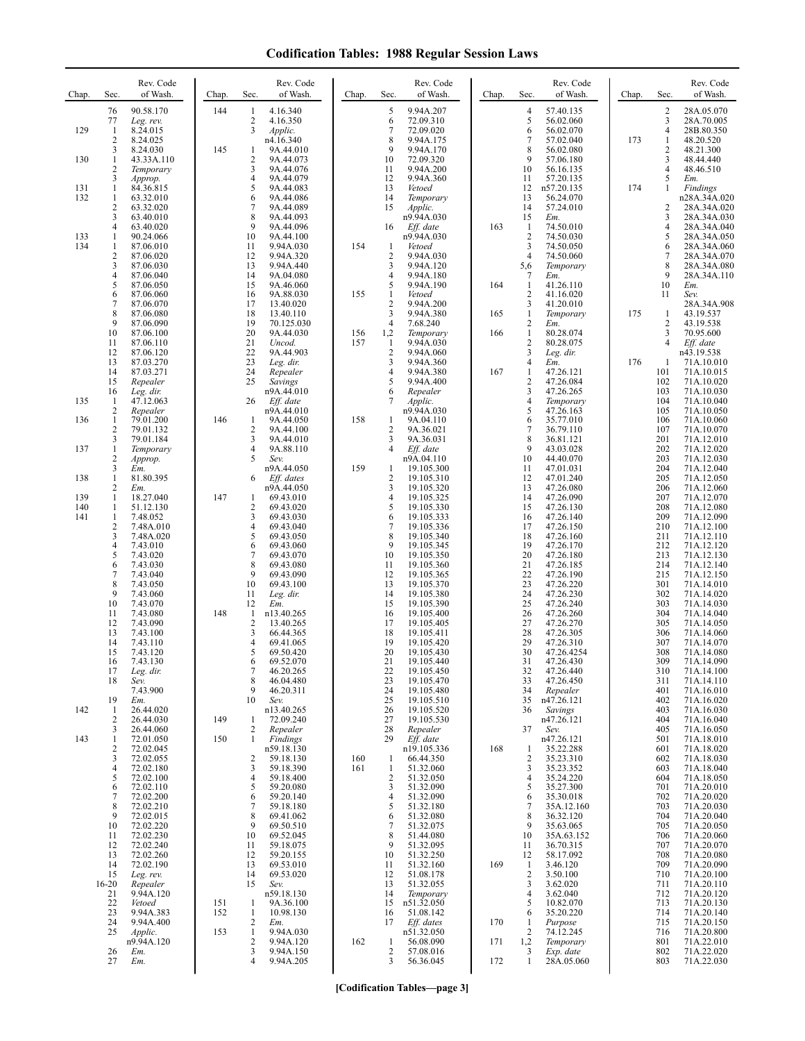# Codification Tables: 1988 Regular Session Laws

| Chap. | Sec. | Rev. Code of Wash. |
|---|---|---|
| | 76 | 90.58.170 |
| | 77 | *Leg. rev.* |
| 129 | 1 | 8.24.015 |
| | 2 | 8.24.025 |
| | 3 | 8.24.030 |
| 130 | 1 | 43.33A.110 |
| | 2 | *Temporary* |
| | 3 | *Approp.* |
| 131 | 1 | 84.36.815 |
| 132 | 1 | 63.32.010 |
| | 2 | 63.32.020 |
| | 3 | 63.40.010 |
| | 4 | 63.40.020 |
| 133 | 1 | 90.24.066 |
| 134 | 1 | 87.06.010 |
| | 2 | 87.06.020 |
| | 3 | 87.06.030 |
| | 4 | 87.06.040 |
| | 5 | 87.06.050 |
| | 6 | 87.06.060 |
| | 7 | 87.06.070 |
| | 8 | 87.06.080 |
| | 9 | 87.06.090 |
| | 10 | 87.06.100 |
| | 11 | 87.06.110 |
| | 12 | 87.06.120 |
| | 13 | 87.03.270 |
| | 14 | 87.03.271 |
| | 15 | *Repealer* |
| | 16 | *Leg. dir.* |
| 135 | 1 | 47.12.063 |
| | 2 | *Repealer* |
| 136 | 1 | 79.01.200 |
| | 2 | 79.01.132 |
| | 3 | 79.01.184 |
| 137 | 1 | *Temporary* |
| | 2 | *Approp.* |
| | 3 | *Em.* |
| 138 | 1 | 81.80.395 |
| | 2 | *Em.* |
| 139 | 1 | 18.27.040 |
| 140 | 1 | 51.12.130 |
| 141 | 1 | 7.48.052 |
| | 2 | 7.48A.010 |
| | 3 | 7.48A.020 |
| | 4 | 7.43.010 |
| | 5 | 7.43.020 |
| | 6 | 7.43.030 |
| | 7 | 7.43.040 |
| | 8 | 7.43.050 |
| | 9 | 7.43.060 |
| | 10 | 7.43.070 |
| | 11 | 7.43.080 |
| | 12 | 7.43.090 |
| | 13 | 7.43.100 |
| | 14 | 7.43.110 |
| | 15 | 7.43.120 |
| | 16 | 7.43.130 |
| | 17 | *Leg. dir.* |
| | 18 | *Sev.* 7.43.900 |
| | 19 | *Em.* |
| 142 | 1 | 26.44.020 |
| | 2 | 26.44.030 |
| | 3 | 26.44.060 |
| 143 | 1 | 72.01.050 |
| | 2 | 72.02.045 |
| | 3 | 72.02.055 |
| | 4 | 72.02.180 |
| | 5 | 72.02.100 |
| | 6 | 72.02.110 |
| | 7 | 72.02.200 |
| | 8 | 72.02.210 |
| | 9 | 72.02.015 |
| | 10 | 72.02.220 |
| | 11 | 72.02.230 |
| | 12 | 72.02.240 |
| | 13 | 72.02.260 |
| | 14 | 72.02.190 |
| | 15 | *Leg. rev.* |
| | 16-20 | *Repealer* |
| | 21 | 9.94A.120 |
| | 22 | *Vetoed* |
| | 23 | 9.94A.383 |
| | 24 | 9.94A.400 |
| | 25 | *Applic.* n9.94A.120 |
| | 26 | *Em.* |
| | 27 | *Em.* |
| 144 | 1 | 4.16.340 |
| | 2 | 4.16.350 |
| | 3 | *Applic.* n4.16.340 |
| 145 | 1 | 9A.44.010 |
| | 2 | 9A.44.073 |
| | 3 | 9A.44.076 |
| | 4 | 9A.44.079 |
| | 5 | 9A.44.083 |
| | 6 | 9A.44.086 |
| | 7 | 9A.44.089 |
| | 8 | 9A.44.093 |
| | 9 | 9A.44.096 |
| | 10 | 9A.44.100 |
| | 11 | 9.94A.030 |
| | 12 | 9.94A.320 |
| | 13 | 9.94A.440 |
| | 14 | 9A.04.080 |
| | 15 | 9A.46.060 |
| | 16 | 9A.88.030 |
| | 17 | 13.40.020 |
| | 18 | 13.40.110 |
| | 19 | 70.125.030 |
| | 20 | 9A.44.030 |
| | 21 | *Uncod.* |
| | 22 | 9A.44.903 |
| | 23 | *Leg. dir.* |
| | 24 | *Repealer* |
| | 25 | *Savings* n9A.44.010 |
| | 26 | *Eff. date* n9A.44.010 |
| 146 | 1 | 9A.44.050 |
| | 2 | 9A.44.100 |
| | 3 | 9A.44.010 |
| | 4 | 9A.88.110 |
| | 5 | *Sev.* n9A.44.050 |
| | 6 | *Eff. dates* n9A.44.050 |
| 147 | 1 | 69.43.010 |
| | 2 | 69.43.020 |
| | 3 | 69.43.030 |
| | 4 | 69.43.040 |
| | 5 | 69.43.050 |
| | 6 | 69.43.060 |
| | 7 | 69.43.070 |
| | 8 | 69.43.080 |
| | 9 | 69.43.090 |
| | 10 | 69.43.100 |
| | 11 | *Leg. dir.* |
| | 12 | *Em.* |
| 148 | 1 | n13.40.265 |
| | 2 | 13.40.265 |
| | 3 | 66.44.365 |
| | 4 | 69.41.065 |
| | 5 | 69.50.420 |
| | 6 | 69.52.070 |
| | 7 | 46.20.265 |
| | 8 | 46.04.480 |
| | 9 | 46.20.311 |
| | 10 | *Sev.* n13.40.265 |
| 149 | 1 | 72.09.240 |
| | 2 | *Repealer* |
| 150 | 1 | *Findings* n59.18.130 |
| | 2 | 59.18.130 |
| | 3 | 59.18.390 |
| | 4 | 59.18.400 |
| | 5 | 59.20.080 |
| | 6 | 59.20.140 |
| | 7 | 59.18.180 |
| | 8 | 69.41.062 |
| | 9 | 69.50.510 |
| | 10 | 69.52.045 |
| | 11 | 59.18.075 |
| | 12 | 59.20.155 |
| | 13 | 69.53.010 |
| | 14 | 69.53.020 |
| | 15 | *Sev.* n59.18.130 |
| 151 | 1 | 9A.36.100 |
| 152 | 1 | 10.98.130 |
| | 2 | *Em.* |
| 153 | 1 | 9.94A.030 |
| | 2 | 9.94A.120 |
| | 3 | 9.94A.150 |
| | 4 | 9.94A.205 |
| | 5 | 9.94A.207 |
| | 6 | 72.09.310 |
| | 7 | 72.09.020 |
| | 8 | 9.94A.175 |
| | 9 | 9.94A.170 |
| | 10 | 72.09.320 |
| | 11 | 9.94A.200 |
| | 12 | 9.94A.360 |
| | 13 | *Vetoed* |
| | 14 | *Temporary* |
| | 15 | *Applic.* n9.94A.030 |
| | 16 | *Eff. date* n9.94A.030 |
| 154 | 1 | *Vetoed* |
| | 2 | 9.94A.030 |
| | 3 | 9.94A.120 |
| | 4 | 9.94A.180 |
| | 5 | 9.94A.190 |
| 155 | 1 | *Vetoed* |
| | 2 | 9.94A.200 |
| | 3 | 9.94A.380 |
| | 4 | 7.68.240 |
| 156 | 1,2 | *Temporary* |
| 157 | 1 | 9.94A.030 |
| | 2 | 9.94A.060 |
| | 3 | 9.94A.360 |
| | 4 | 9.94A.380 |
| | 5 | 9.94A.400 |
| | 6 | *Repealer* |
| | 7 | *Applic.* n9.94A.030 |
| 158 | 1 | 9A.04.110 |
| | 2 | 9A.36.021 |
| | 3 | 9A.36.031 |
| | 4 | *Eff. date* n9A.04.110 |
| 159 | 1 | 19.105.300 |
| | 2 | 19.105.310 |
| | 3 | 19.105.320 |
| | 4 | 19.105.325 |
| | 5 | 19.105.330 |
| | 6 | 19.105.333 |
| | 7 | 19.105.336 |
| | 8 | 19.105.340 |
| | 9 | 19.105.345 |
| | 10 | 19.105.350 |
| | 11 | 19.105.360 |
| | 12 | 19.105.365 |
| | 13 | 19.105.370 |
| | 14 | 19.105.380 |
| | 15 | 19.105.390 |
| | 16 | 19.105.400 |
| | 17 | 19.105.405 |
| | 18 | 19.105.411 |
| | 19 | 19.105.420 |
| | 20 | 19.105.430 |
| | 21 | 19.105.440 |
| | 22 | 19.105.450 |
| | 23 | 19.105.470 |
| | 24 | 19.105.480 |
| | 25 | 19.105.510 |
| | 26 | 19.105.520 |
| | 27 | 19.105.530 |
| | 28 | *Repealer* |
| | 29 | *Eff. date* n19.105.336 |
| 160 | 1 | 66.44.350 |
| 161 | 1 | 51.32.060 |
| | 2 | 51.32.050 |
| | 3 | 51.32.090 |
| | 4 | 51.32.090 |
| | 5 | 51.32.180 |
| | 6 | 51.32.080 |
| | 7 | 51.32.075 |
| | 8 | 51.44.080 |
| | 9 | 51.32.095 |
| | 10 | 51.32.250 |
| | 11 | 51.32.160 |
| | 12 | 51.08.178 |
| | 13 | 51.32.055 |
| | 14 | *Temporary* |
| | 15 | n51.32.050 |
| | 16 | 51.08.142 |
| | 17 | *Eff. dates* n51.32.050 |
| 162 | 1 | 56.08.090 |
| | 2 | 57.08.016 |
| | 3 | 56.36.045 |
| | 4 | 57.40.135 |
| | 5 | 56.02.060 |
| | 6 | 56.02.070 |
| | 7 | 57.02.040 |
| | 8 | 56.02.080 |
| | 9 | 57.06.180 |
| | 10 | 56.16.135 |
| | 11 | 57.20.135 |
| | 12 | n57.20.135 |
| | 13 | 56.24.070 |
| | 14 | 57.24.010 |
| | 15 | *Em.* |
| 163 | 1 | 74.50.010 |
| | 2 | 74.50.030 |
| | 3 | 74.50.050 |
| | 4 | 74.50.060 |
| | 5,6 | *Temporary* |
| | 7 | *Em.* |
| 164 | 1 | 41.26.110 |
| | 2 | 41.16.020 |
| | 3 | 41.20.010 |
| 165 | 1 | *Temporary* |
| | 2 | *Em.* |
| 166 | 1 | 80.28.074 |
| | 2 | 80.28.075 |
| | 3 | *Leg. dir.* |
| | 4 | *Em.* |
| 167 | 1 | 47.26.121 |
| | 2 | 47.26.084 |
| | 3 | 47.26.265 |
| | 4 | *Temporary* |
| | 5 | 47.26.163 |
| | 6 | 35.77.010 |
| | 7 | 36.79.110 |
| | 8 | 36.81.121 |
| | 9 | 43.03.028 |
| | 10 | 44.40.070 |
| | 11 | 47.01.031 |
| | 12 | 47.01.240 |
| | 13 | 47.26.080 |
| | 14 | 47.26.090 |
| | 15 | 47.26.130 |
| | 16 | 47.26.140 |
| | 17 | 47.26.150 |
| | 18 | 47.26.160 |
| | 19 | 47.26.170 |
| | 20 | 47.26.180 |
| | 21 | 47.26.185 |
| | 22 | 47.26.190 |
| | 23 | 47.26.220 |
| | 24 | 47.26.230 |
| | 25 | 47.26.240 |
| | 26 | 47.26.260 |
| | 27 | 47.26.270 |
| | 28 | 47.26.305 |
| | 29 | 47.26.310 |
| | 30 | 47.26.4254 |
| | 31 | 47.26.430 |
| | 32 | 47.26.440 |
| | 33 | 47.26.450 |
| | 34 | *Repealer* |
| | 35 | n47.26.121 |
| | 36 | *Savings* n47.26.121 |
| | 37 | *Sev.* n47.26.121 |
| 168 | 1 | 35.22.288 |
| | 2 | 35.23.310 |
| | 3 | 35.23.352 |
| | 4 | 35.24.220 |
| | 5 | 35.27.300 |
| | 6 | 35.30.018 |
| | 7 | 35A.12.160 |
| | 8 | 36.32.120 |
| | 9 | 35.63.065 |
| | 10 | 35A.63.152 |
| | 11 | 36.70.315 |
| | 12 | 58.17.092 |
| 169 | 1 | 3.46.120 |
| | 2 | 3.50.100 |
| | 3 | 3.62.020 |
| | 4 | 3.62.040 |
| | 5 | 10.82.070 |
| | 6 | 35.20.220 |
| 170 | 1 | *Purpose* |
| | 2 | 74.12.245 |
| 171 | 1,2 | *Temporary* |
| | 3 | *Exp. date* |
| 172 | 1 | 28A.05.060 |
| | 2 | 28A.05.070 |
| | 3 | 28A.70.005 |
| | 4 | 28B.80.350 |
| 173 | 1 | 48.20.520 |
| | 2 | 48.21.300 |
| | 3 | 48.44.440 |
| | 4 | 48.46.510 |
| | 5 | *Em.* |
| 174 | 1 | *Findings* n28A.34A.020 |
| | 2 | 28A.34A.020 |
| | 3 | 28A.34A.030 |
| | 4 | 28A.34A.040 |
| | 5 | 28A.34A.050 |
| | 6 | 28A.34A.060 |
| | 7 | 28A.34A.070 |
| | 8 | 28A.34A.080 |
| | 9 | 28A.34A.110 |
| | 10 | *Em.* |
| | 11 | *Sev.* 28A.34A.908 |
| 175 | 1 | 43.19.537 |
| | 2 | 43.19.538 |
| | 3 | 70.95.600 |
| | 4 | *Eff. date* n43.19.538 |
| 176 | 1 | 71A.10.010 |
| | 101 | 71A.10.015 |
| | 102 | 71A.10.020 |
| | 103 | 71A.10.030 |
| | 104 | 71A.10.040 |
| | 105 | 71A.10.050 |
| | 106 | 71A.10.060 |
| | 107 | 71A.10.070 |
| | 201 | 71A.12.010 |
| | 202 | 71A.12.020 |
| | 203 | 71A.12.030 |
| | 204 | 71A.12.040 |
| | 205 | 71A.12.050 |
| | 206 | 71A.12.060 |
| | 207 | 71A.12.070 |
| | 208 | 71A.12.080 |
| | 209 | 71A.12.090 |
| | 210 | 71A.12.100 |
| | 211 | 71A.12.110 |
| | 212 | 71A.12.120 |
| | 213 | 71A.12.130 |
| | 214 | 71A.12.140 |
| | 215 | 71A.12.150 |
| | 301 | 71A.14.010 |
| | 302 | 71A.14.020 |
| | 303 | 71A.14.030 |
| | 304 | 71A.14.040 |
| | 305 | 71A.14.050 |
| | 306 | 71A.14.060 |
| | 307 | 71A.14.070 |
| | 308 | 71A.14.080 |
| | 309 | 71A.14.090 |
| | 310 | 71A.14.100 |
| | 311 | 71A.14.110 |
| | 401 | 71A.16.010 |
| | 402 | 71A.16.020 |
| | 403 | 71A.16.030 |
| | 404 | 71A.16.040 |
| | 405 | 71A.16.050 |
| | 501 | 71A.18.010 |
| | 601 | 71A.18.020 |
| | 602 | 71A.18.030 |
| | 603 | 71A.18.040 |
| | 604 | 71A.18.050 |
| | 701 | 71A.20.010 |
| | 702 | 71A.20.020 |
| | 703 | 71A.20.030 |
| | 704 | 71A.20.040 |
| | 705 | 71A.20.050 |
| | 706 | 71A.20.060 |
| | 707 | 71A.20.070 |
| | 708 | 71A.20.080 |
| | 709 | 71A.20.090 |
| | 710 | 71A.20.100 |
| | 711 | 71A.20.110 |
| | 712 | 71A.20.120 |
| | 713 | 71A.20.130 |
| | 714 | 71A.20.140 |
| | 715 | 71A.20.150 |
| | 716 | 71A.20.800 |
| | 801 | 71A.22.010 |
| | 802 | 71A.22.020 |
| | 803 | 71A.22.030 |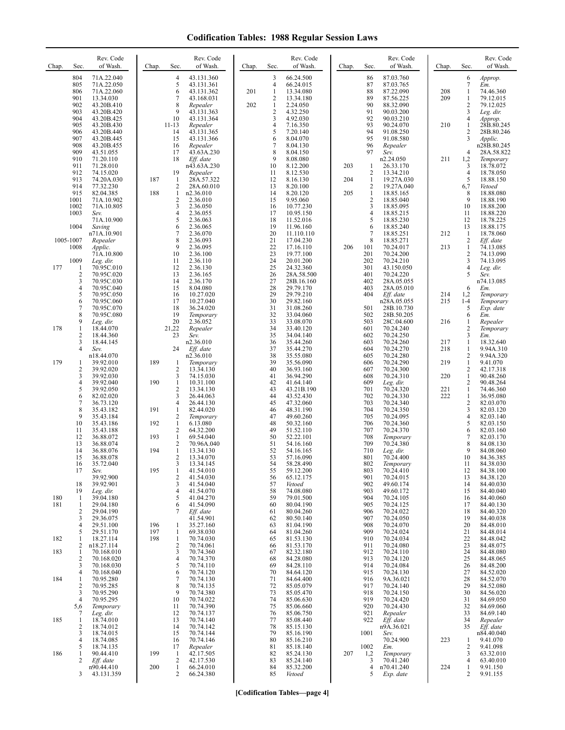# Codification Tables: 1988 Regular Session Laws

| Chap. | Sec. | Rev. Code of Wash. |
|---|---|---|
| | 804 | 71A.22.040 |
| | 805 | 71A.22.050 |
| | 806 | 71A.22.060 |
| | 901 | 13.34.030 |
| | 902 | 43.20B.410 |
| | 903 | 43.20B.420 |
| | 904 | 43.20B.425 |
| | 905 | 43.20B.430 |
| | 906 | 43.20B.440 |
| | 907 | 43.20B.445 |
| | 908 | 43.20B.455 |
| | 909 | 43.51.055 |
| | 910 | 71.20.110 |
| | 911 | 71.28.010 |
| | 912 | 74.15.020 |
| | 913 | 74.20A.030 |
| | 914 | 77.32.230 |
| | 915 | 82.04.385 |
| | 1001 | 71A.10.902 |
| | 1002 | 71A.10.805 |
| | 1003 | *Sev.* 71A.10.900 |
| | 1004 | *Saving* n71A.10.901 |
| | 1005-1007 | *Repealer* |
| | 1008 | *Applic.* 71A.10.800 |
| | 1009 | *Leg. dir.* |
| 177 | 1 | 70.95C.010 |
| | 2 | 70.95C.020 |
| | 3 | 70.95C.030 |
| | 4 | 70.95C.040 |
| | 5 | 70.95C.050 |
| | 6 | 70.95C.060 |
| | 7 | 70.95C.070 |
| | 8 | 70.95C.080 |
| | 9 | *Leg. dir.* |
| 178 | 1 | 18.44.070 |
| | 2 | 18.44.360 |
| | 3 | 18.44.145 |
| | 4 | *Sev.* n18.44.070 |
| 179 | 1 | 39.92.010 |
| | 2 | 39.92.020 |
| | 3 | 39.92.030 |
| | 4 | 39.92.040 |
| | 5 | 39.92.050 |
| | 6 | 82.02.020 |
| | 7 | 36.73.120 |
| | 8 | 35.43.182 |
| | 9 | 35.43.184 |
| | 10 | 35.43.186 |
| | 11 | 35.43.188 |
| | 12 | 36.88.072 |
| | 13 | 36.88.074 |
| | 14 | 36.88.076 |
| | 15 | 36.88.078 |
| | 16 | 35.72.040 |
| | 17 | *Sev.* 39.92.900 |
| | 18 | 39.92.901 |
| | 19 | *Leg. dir.* |
| 180 | 1 | 39.04.180 |
| 181 | 1 | 29.04.180 |
| | 2 | 29.04.190 |
| | 3 | 29.36.075 |
| | 4 | 29.51.100 |
| | 5 | 29.51.170 |
| 182 | 1 | 18.27.114 |
| | 2 | n18.27.114 |
| 183 | 1 | 70.168.010 |
| | 2 | 70.168.020 |
| | 3 | 70.168.030 |
| | 4 | 70.168.040 |
| 184 | 1 | 70.95.280 |
| | 2 | 70.95.285 |
| | 3 | 70.95.290 |
| | 4 | 70.95.295 |
| | 5,6 | *Temporary* |
| | 7 | *Leg. dir.* |
| 185 | 1 | 18.74.010 |
| | 2 | 18.74.012 |
| | 3 | 18.74.015 |
| | 4 | 18.74.085 |
| | 5 | 18.74.135 |
| 186 | 1 | 90.44.410 |
| | 2 | *Eff. date* n90.44.410 |
| | 3 | 43.131.359 |
| | 4 | 43.131.360 |
| | 5 | 43.131.361 |
| | 6 | 43.131.362 |
| | 7 | 43.168.031 |
| | 8 | *Repealer* |
| | 9 | 43.131.363 |
| | 10 | 43.131.364 |
| | 11-13 | *Repealer* |
| | 14 | 43.131.365 |
| | 15 | 43.131.366 |
| | 16 | *Repealer* |
| | 17 | 43.63A.230 |
| | 18 | *Eff. date* n43.63A.230 |
| | 19 | *Repealer* |
| 187 | 1 | 28A.57.322 |
| | 2 | 28A.60.010 |
| 188 | 1 | n2.36.010 |
| | 2 | 2.36.010 |
| | 3 | 2.36.050 |
| | 4 | 2.36.055 |
| | 5 | 2.36.063 |
| | 6 | 2.36.065 |
| | 7 | 2.36.070 |
| | 8 | 2.36.093 |
| | 9 | 2.36.095 |
| | 10 | 2.36.100 |
| | 11 | 2.36.110 |
| | 12 | 2.36.130 |
| | 13 | 2.36.165 |
| | 14 | 2.36.170 |
| | 15 | 8.04.080 |
| | 16 | 10.27.020 |
| | 17 | 10.27.040 |
| | 18 | 36.24.020 |
| | 19 | *Temporary* |
| | 20 | 2.36.052 |
| | 21,22 | *Repealer* |
| | 23 | *Sev.* n2.36.010 |
| | 24 | *Eff. date* n2.36.010 |
| 189 | 1 | *Temporary* |
| | 2 | 13.34.130 |
| | 3 | 74.15.030 |
| 190 | 1 | 10.31.100 |
| | 2 | 13.34.130 |
| | 3 | 26.44.063 |
| | 4 | 26.44.130 |
| 191 | 1 | 82.44.020 |
| | 2 | *Temporary* |
| 192 | 1 | 6.13.080 |
| | 2 | 64.32.200 |
| 193 | 1 | 69.54.040 |
| | 2 | 70.96A.040 |
| 194 | 1 | 13.34.130 |
| | 2 | 13.34.070 |
| | 3 | 13.34.145 |
| 195 | 1 | 41.54.010 |
| | 2 | 41.54.030 |
| | 3 | 41.54.040 |
| | 4 | 41.54.070 |
| | 5 | 41.04.270 |
| | 6 | 41.54.090 |
| | 7 | *Eff. date* 41.54.901 |
| 196 | 1 | 35.27.160 |
| 197 | 1 | 69.38.030 |
| 198 | 1 | 70.74.030 |
| | 2 | 70.74.061 |
| | 3 | 70.74.360 |
| | 4 | 70.74.370 |
| | 5 | 70.74.110 |
| | 6 | 70.74.120 |
| | 7 | 70.74.130 |
| | 8 | 70.74.135 |
| | 9 | 70.74.380 |
| | 10 | 70.74.022 |
| | 11 | 70.74.390 |
| | 12 | 70.74.137 |
| | 13 | 70.74.140 |
| | 14 | 70.74.142 |
| | 15 | 70.74.144 |
| | 16 | 70.74.146 |
| | 17 | *Repealer* |
| 199 | 1 | 42.17.505 |
| | 2 | 42.17.530 |
| 200 | 1 | 66.24.010 |
| | 2 | 66.24.380 |
| | 3 | 66.24.500 |
| | 4 | 66.24.015 |
| 201 | 1 | 13.34.080 |
| | 2 | 13.34.180 |
| 202 | 1 | 2.24.050 |
| | 2 | 4.32.250 |
| | 3 | 4.92.030 |
| | 4 | 7.16.350 |
| | 5 | 7.20.140 |
| | 6 | 8.04.070 |
| | 7 | 8.04.130 |
| | 8 | 8.04.150 |
| | 9 | 8.08.080 |
| | 10 | 8.12.200 |
| | 11 | 8.12.530 |
| | 12 | 8.16.130 |
| | 13 | 8.20.100 |
| | 14 | 8.20.120 |
| | 15 | 9.95.060 |
| | 16 | 10.77.230 |
| | 17 | 10.95.150 |
| | 18 | 11.52.016 |
| | 19 | 11.96.160 |
| | 20 | 11.110.110 |
| | 21 | 17.04.230 |
| | 22 | 17.16.110 |
| | 23 | 19.77.100 |
| | 24 | 20.01.200 |
| | 25 | 24.32.360 |
| | 26 | 28A.58.500 |
| | 27 | 28B.16.160 |
| | 28 | 29.79.170 |
| | 29 | 29.79.210 |
| | 30 | 29.82.160 |
| | 31 | 31.08.260 |
| | 32 | 33.04.060 |
| | 33 | 33.08.070 |
| | 34 | 33.40.120 |
| | 35 | 34.04.140 |
| | 36 | 35.44.260 |
| | 37 | 35.44.270 |
| | 38 | 35.55.080 |
| | 39 | 35.56.090 |
| | 40 | 36.93.160 |
| | 41 | 36.94.290 |
| | 42 | 41.64.140 |
| | 43 | 43.21B.190 |
| | 44 | 43.52.430 |
| | 45 | 47.32.060 |
| | 46 | 48.31.190 |
| | 47 | 49.60.260 |
| | 48 | 50.32.160 |
| | 49 | 51.52.110 |
| | 50 | 52.22.101 |
| | 51 | 54.16.160 |
| | 52 | 54.16.165 |
| | 53 | 57.16.090 |
| | 54 | 58.28.490 |
| | 55 | 59.12.200 |
| | 56 | 65.12.175 |
| | 57 | *Vetoed* |
| | 58 | 74.08.080 |
| | 59 | 79.01.500 |
| | 60 | 80.04.190 |
| | 61 | 80.04.260 |
| | 62 | 80.50.140 |
| | 63 | 81.04.190 |
| | 64 | 81.04.260 |
| | 65 | 81.53.130 |
| | 66 | 81.53.170 |
| | 67 | 82.32.180 |
| | 68 | 84.28.080 |
| | 69 | 84.28.110 |
| | 70 | 84.64.120 |
| | 71 | 84.64.400 |
| | 72 | 85.05.079 |
| | 73 | 85.05.470 |
| | 74 | 85.06.630 |
| | 75 | 85.06.660 |
| | 76 | 85.06.750 |
| | 77 | 85.08.440 |
| | 78 | 85.15.130 |
| | 79 | 85.16.190 |
| | 80 | 85.16.210 |
| | 81 | 85.18.140 |
| | 82 | 85.24.130 |
| | 83 | 85.24.140 |
| | 84 | 85.32.200 |
| | 85 | *Vetoed* |
| | 86 | 87.03.760 |
| | 87 | 87.03.765 |
| | 88 | 87.22.090 |
| | 89 | 87.56.225 |
| | 90 | 88.32.090 |
| | 91 | 90.03.200 |
| | 92 | 90.03.210 |
| | 93 | 90.24.070 |
| | 94 | 91.08.250 |
| | 95 | 91.08.580 |
| | 96 | *Repealer* |
| | 97 | *Sev.* n2.24.050 |
| 203 | 1 | 26.33.170 |
| | 2 | 13.34.210 |
| 204 | 1 | 19.27A.030 |
| | 2 | 19.27A.040 |
| 205 | 1 | 18.85.165 |
| | 2 | 18.85.040 |
| | 3 | 18.85.095 |
| | 4 | 18.85.215 |
| | 5 | 18.85.230 |
| | 6 | 18.85.240 |
| | 7 | 18.85.251 |
| | 8 | 18.85.271 |
| 206 | 101 | 70.24.017 |
| | 201 | 70.24.200 |
| | 202 | 70.24.210 |
| | 301 | 43.150.050 |
| | 401 | 70.24.220 |
| | 402 | 28A.05.055 |
| | 403 | 28A.05.010 |
| | 404 | *Eff. date* n28A.05.055 |
| | 501 | 28B.10.730 |
| | 502 | 28B.50.205 |
| | 503 | 28C.04.600 |
| | 601 | 70.24.240 |
| | 602 | 70.24.250 |
| | 603 | 70.24.260 |
| | 604 | 70.24.270 |
| | 605 | 70.24.280 |
| | 606 | 70.24.290 |
| | 607 | 70.24.300 |
| | 608 | 70.24.310 |
| | 609 | *Leg. dir.* |
| | 701 | 70.24.320 |
| | 702 | 70.24.330 |
| | 703 | 70.24.340 |
| | 704 | 70.24.350 |
| | 705 | 70.24.095 |
| | 706 | 70.24.360 |
| | 707 | 70.24.370 |
| | 708 | *Temporary* |
| | 709 | 70.24.380 |
| | 710 | *Leg. dir.* |
| | 801 | 70.24.400 |
| | 802 | *Temporary* |
| | 803 | 70.24.410 |
| | 901 | 70.24.015 |
| | 902 | 49.60.174 |
| | 903 | 49.60.172 |
| | 904 | 70.24.105 |
| | 905 | 70.24.125 |
| | 906 | 70.24.022 |
| | 907 | 70.24.050 |
| | 908 | 70.24.070 |
| | 909 | 70.24.024 |
| | 910 | 70.24.034 |
| | 911 | 70.24.080 |
| | 912 | 70.24.110 |
| | 913 | 70.24.120 |
| | 914 | 70.24.084 |
| | 915 | 70.24.130 |
| | 916 | 9A.36.021 |
| | 917 | 70.24.140 |
| | 918 | 70.24.150 |
| | 919 | 70.24.420 |
| | 920 | 70.24.430 |
| | 921 | *Repealer* |
| | 922 | *Eff. date* n9A.36.021 |
| | 1001 | *Sev.* 70.24.900 |
| | 1002 | *Em.* |
| 207 | 1,2 | *Temporary* |
| | 3 | 70.41.240 |
| | 4 | n70.41.240 |
| | 5 | *Exp. date* |
| | 6 | *Approp.* |
| | 7 | *Em.* |
| 208 | 1 | 74.46.360 |
| 209 | 1 | 79.12.015 |
| | 2 | 79.12.025 |
| | 3 | *Leg. dir.* |
| | 4 | *Approp.* |
| 210 | 1 | 28B.80.245 |
| | 2 | 28B.80.246 |
| | 3 | *Applic.* n28B.80.245 |
| | 4 | 28A.58.822 |
| 211 | 1,2 | *Temporary* |
| | 3 | 18.78.072 |
| | 4 | 18.78.050 |
| | 5 | 18.88.150 |
| | 6,7 | *Vetoed* |
| | 8 | 18.88.080 |
| | 9 | 18.88.190 |
| | 10 | 18.88.200 |
| | 11 | 18.88.220 |
| | 12 | 18.78.225 |
| | 13 | 18.88.175 |
| 212 | 1 | 18.78.060 |
| | 2 | *Eff. date* |
| 213 | 1 | 74.13.085 |
| | 2 | 74.13.090 |
| | 3 | 74.13.095 |
| | 4 | *Leg. dir.* |
| | 5 | *Sev.* n74.13.085 |
| | 6 | *Em.* |
| 214 | 1,2 | *Temporary* |
| 215 | 1-4 | *Temporary* |
| | 5 | *Exp. date* |
| | 6 | *Em.* |
| 216 | 1 | *Repealer* |
| | 2 | *Temporary* |
| | 3 | *Em.* |
| 217 | 1 | 18.32.640 |
| 218 | 1 | 9.94A.310 |
| | 2 | 9.94A.320 |
| 219 | 1 | 9.41.070 |
| | 2 | 42.17.318 |
| 220 | 1 | 90.48.260 |
| | 2 | 90.48.264 |
| 221 | 1 | 74.46.360 |
| 222 | 1 | 36.95.080 |
| | 2 | 82.03.070 |
| | 3 | 82.03.120 |
| | 4 | 82.03.140 |
| | 5 | 82.03.150 |
| | 6 | 82.03.160 |
| | 7 | 82.03.170 |
| | 8 | 84.08.130 |
| | 9 | 84.08.060 |
| | 10 | 84.36.385 |
| | 11 | 84.38.030 |
| | 12 | 84.38.100 |
| | 13 | 84.38.120 |
| | 14 | 84.40.030 |
| | 15 | 84.40.040 |
| | 16 | 84.40.060 |
| | 17 | 84.40.130 |
| | 18 | 84.40.320 |
| | 19 | 84.40.038 |
| | 20 | 84.48.010 |
| | 21 | 84.48.014 |
| | 22 | 84.48.042 |
| | 23 | 84.48.075 |
| | 24 | 84.48.080 |
| | 25 | 84.48.065 |
| | 26 | 84.48.200 |
| | 27 | 84.52.020 |
| | 28 | 84.52.070 |
| | 29 | 84.52.080 |
| | 30 | 84.56.020 |
| | 31 | 84.69.050 |
| | 32 | 84.69.060 |
| | 33 | 84.69.140 |
| | 34 | *Repealer* |
| | 35 | *Eff. date* n84.40.040 |
| 223 | 1 | 9.41.070 |
| | 2 | 9.41.098 |
| | 3 | 63.32.010 |
| | 4 | 63.40.010 |
| 224 | 1 | 9.91.150 |
| | 2 | 9.91.155 |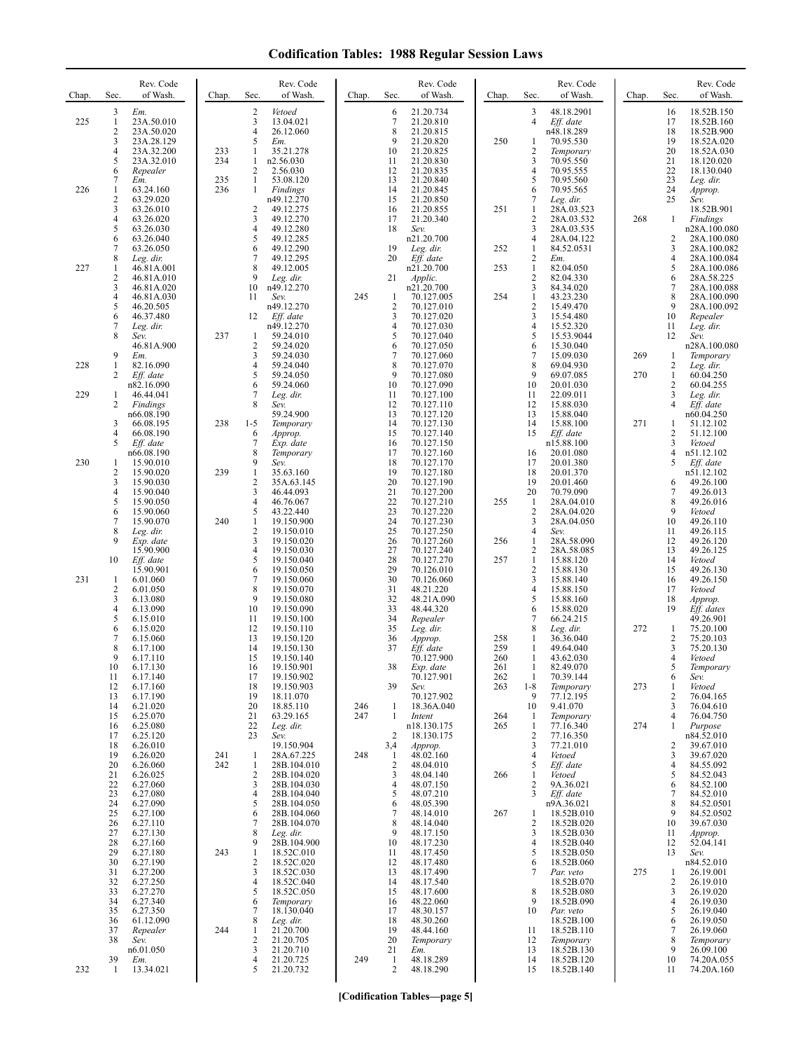# Codification Tables: 1988 Regular Session Laws

| Chap. | Sec. | Rev. Code of Wash. |
|---|---|---|
| | 3 | *Em.* |
| 225 | 1 | 23A.50.010 |
| | 2 | 23A.50.020 |
| | 3 | 23A.28.129 |
| | 4 | 23A.32.200 |
| | 5 | 23A.32.010 |
| | 6 | *Repealer* |
| | 7 | *Em.* |
| 226 | 1 | 63.24.160 |
| | 2 | 63.29.020 |
| | 3 | 63.26.010 |
| | 4 | 63.26.020 |
| | 5 | 63.26.030 |
| | 6 | 63.26.040 |
| | 7 | 63.26.050 |
| | 8 | *Leg. dir.* |
| 227 | 1 | 46.81A.001 |
| | 2 | 46.81A.010 |
| | 3 | 46.81A.020 |
| | 4 | 46.81A.030 |
| | 5 | 46.20.505 |
| | 6 | 46.37.480 |
| | 7 | *Leg. dir.* |
| | 8 | *Sev.* 46.81A.900 |
| | 9 | *Em.* |
| 228 | 1 | 82.16.090 |
| | 2 | *Eff. date* n82.16.090 |
| 229 | 1 | 46.44.041 |
| | 2 | *Findings* n66.08.190 |
| | 3 | 66.08.195 |
| | 4 | 66.08.190 |
| | 5 | *Eff. date* n66.08.190 |
| 230 | 1 | 15.90.010 |
| | 2 | 15.90.020 |
| | 3 | 15.90.030 |
| | 4 | 15.90.040 |
| | 5 | 15.90.050 |
| | 6 | 15.90.060 |
| | 7 | 15.90.070 |
| | 8 | *Leg. dir.* |
| | 9 | *Exp. date* 15.90.900 |
| | 10 | *Eff. date* 15.90.901 |
| 231 | 1 | 6.01.060 |
| | 2 | 6.01.050 |
| | 3 | 6.13.080 |
| | 4 | 6.13.090 |
| | 5 | 6.15.010 |
| | 6 | 6.15.020 |
| | 7 | 6.15.060 |
| | 8 | 6.17.100 |
| | 9 | 6.17.110 |
| | 10 | 6.17.130 |
| | 11 | 6.17.140 |
| | 12 | 6.17.160 |
| | 13 | 6.17.190 |
| | 14 | 6.21.020 |
| | 15 | 6.25.070 |
| | 16 | 6.25.080 |
| | 17 | 6.25.120 |
| | 18 | 6.26.010 |
| | 19 | 6.26.020 |
| | 20 | 6.26.060 |
| | 21 | 6.26.025 |
| | 22 | 6.27.060 |
| | 23 | 6.27.080 |
| | 24 | 6.27.090 |
| | 25 | 6.27.100 |
| | 26 | 6.27.110 |
| | 27 | 6.27.130 |
| | 28 | 6.27.160 |
| | 29 | 6.27.180 |
| | 30 | 6.27.190 |
| | 31 | 6.27.200 |
| | 32 | 6.27.250 |
| | 33 | 6.27.270 |
| | 34 | 6.27.340 |
| | 35 | 6.27.350 |
| | 36 | 61.12.090 |
| | 37 | *Repealer* |
| | 38 | *Sev.* n6.01.050 |
| | 39 | *Em.* |
| 232 | 1 | 13.34.021 |
| | 2 | *Vetoed* |
| | 3 | 13.04.021 |
| | 4 | 26.12.060 |
| | 5 | *Em.* |
| 233 | 1 | 35.21.278 |
| 234 | 1 | n2.56.030 |
| | 2 | 2.56.030 |
| 235 | 1 | 53.08.120 |
| 236 | 1 | *Findings* n49.12.270 |
| | 2 | 49.12.275 |
| | 3 | 49.12.270 |
| | 4 | 49.12.280 |
| | 5 | 49.12.285 |
| | 6 | 49.12.290 |
| | 7 | 49.12.295 |
| | 8 | 49.12.005 |
| | 9 | *Leg. dir.* |
| | 10 | n49.12.270 |
| | 11 | *Sev.* n49.12.270 |
| | 12 | *Eff. date* n49.12.270 |
| 237 | 1 | 59.24.010 |
| | 2 | 59.24.020 |
| | 3 | 59.24.030 |
| | 4 | 59.24.040 |
| | 5 | 59.24.050 |
| | 6 | 59.24.060 |
| | 7 | *Leg. dir.* |
| | 8 | *Sev.* 59.24.900 |
| 238 | 1-5 | *Temporary* |
| | 6 | *Approp.* |
| | 7 | *Exp. date* |
| | 8 | *Temporary* |
| | 9 | *Sev.* |
| 239 | 1 | 35.63.160 |
| | 2 | 35A.63.145 |
| | 3 | 46.44.093 |
| | 4 | 46.76.067 |
| | 5 | 43.22.440 |
| 240 | 1 | 19.150.900 |
| | 2 | 19.150.010 |
| | 3 | 19.150.020 |
| | 4 | 19.150.030 |
| | 5 | 19.150.040 |
| | 6 | 19.150.050 |
| | 7 | 19.150.060 |
| | 8 | 19.150.070 |
| | 9 | 19.150.080 |
| | 10 | 19.150.090 |
| | 11 | 19.150.100 |
| | 12 | 19.150.110 |
| | 13 | 19.150.120 |
| | 14 | 19.150.130 |
| | 15 | 19.150.140 |
| | 16 | 19.150.901 |
| | 17 | 19.150.902 |
| | 18 | 19.150.903 |
| | 19 | 18.11.070 |
| | 20 | 18.85.110 |
| | 21 | 63.29.165 |
| | 22 | *Leg. dir.* |
| | 23 | *Sev.* 19.150.904 |
| 241 | 1 | 28A.67.225 |
| 242 | 1 | 28B.104.010 |
| | 2 | 28B.104.020 |
| | 3 | 28B.104.030 |
| | 4 | 28B.104.040 |
| | 5 | 28B.104.050 |
| | 6 | 28B.104.060 |
| | 7 | 28B.104.070 |
| | 8 | *Leg. dir.* |
| | 9 | 28B.104.900 |
| 243 | 1 | 18.52C.010 |
| | 2 | 18.52C.020 |
| | 3 | 18.52C.030 |
| | 4 | 18.52C.040 |
| | 5 | 18.52C.050 |
| | 6 | *Temporary* |
| | 7 | 18.130.040 |
| | 8 | *Leg. dir.* |
| 244 | 1 | 21.20.700 |
| | 2 | 21.20.705 |
| | 3 | 21.20.710 |
| | 4 | 21.20.725 |
| | 5 | 21.20.732 |
| | 6 | 21.20.734 |
| | 7 | 21.20.810 |
| | 8 | 21.20.815 |
| | 9 | 21.20.820 |
| | 10 | 21.20.825 |
| | 11 | 21.20.830 |
| | 12 | 21.20.835 |
| | 13 | 21.20.840 |
| | 14 | 21.20.845 |
| | 15 | 21.20.850 |
| | 16 | 21.20.855 |
| | 17 | 21.20.340 |
| | 18 | *Sev.* n21.20.700 |
| | 19 | *Leg. dir.* |
| | 20 | *Eff. date* n21.20.700 |
| | 21 | *Applic.* n21.20.700 |
| 245 | 1 | 70.127.005 |
| | 2 | 70.127.010 |
| | 3 | 70.127.020 |
| | 4 | 70.127.030 |
| | 5 | 70.127.040 |
| | 6 | 70.127.050 |
| | 7 | 70.127.060 |
| | 8 | 70.127.070 |
| | 9 | 70.127.080 |
| | 10 | 70.127.090 |
| | 11 | 70.127.100 |
| | 12 | 70.127.110 |
| | 13 | 70.127.120 |
| | 14 | 70.127.130 |
| | 15 | 70.127.140 |
| | 16 | 70.127.150 |
| | 17 | 70.127.160 |
| | 18 | 70.127.170 |
| | 19 | 70.127.180 |
| | 20 | 70.127.190 |
| | 21 | 70.127.200 |
| | 22 | 70.127.210 |
| | 23 | 70.127.220 |
| | 24 | 70.127.230 |
| | 25 | 70.127.250 |
| | 26 | 70.127.260 |
| | 27 | 70.127.240 |
| | 28 | 70.127.270 |
| | 29 | 70.126.010 |
| | 30 | 70.126.060 |
| | 31 | 48.21.220 |
| | 32 | 48.21A.090 |
| | 33 | 48.44.320 |
| | 34 | *Repealer* |
| | 35 | *Leg. dir.* |
| | 36 | *Approp.* |
| | 37 | *Eff. date* 70.127.900 |
| | 38 | *Exp. date* 70.127.901 |
| | 39 | *Sev.* 70.127.902 |
| 246 | 1 | 18.36A.040 |
| 247 | 1 | *Intent* n18.130.175 |
| | 2 | 18.130.175 |
| | 3,4 | *Approp.* |
| 248 | 1 | 48.02.160 |
| | 2 | 48.04.010 |
| | 3 | 48.04.140 |
| | 4 | 48.07.150 |
| | 5 | 48.07.210 |
| | 6 | 48.05.390 |
| | 7 | 48.14.010 |
| | 8 | 48.14.040 |
| | 9 | 48.17.150 |
| | 10 | 48.17.230 |
| | 11 | 48.17.450 |
| | 12 | 48.17.480 |
| | 13 | 48.17.490 |
| | 14 | 48.17.540 |
| | 15 | 48.17.600 |
| | 16 | 48.22.060 |
| | 17 | 48.30.157 |
| | 18 | 48.30.260 |
| | 19 | 48.44.160 |
| | 20 | *Temporary* |
| | 21 | *Em.* |
| 249 | 1 | 48.18.289 |
| | 2 | 48.18.290 |
| | 3 | 48.18.2901 |
| | 4 | *Eff. date* n48.18.289 |
| 250 | 1 | 70.95.530 |
| | 2 | *Temporary* |
| | 3 | 70.95.550 |
| | 4 | 70.95.555 |
| | 5 | 70.95.560 |
| | 6 | 70.95.565 |
| | 7 | *Leg. dir.* |
| 251 | 1 | 28A.03.523 |
| | 2 | 28A.03.532 |
| | 3 | 28A.03.535 |
| | 4 | 28A.04.122 |
| 252 | 1 | 84.52.0531 |
| | 2 | *Em.* |
| 253 | 1 | 82.04.050 |
| | 2 | 82.04.330 |
| | 3 | 84.34.020 |
| 254 | 1 | 43.23.230 |
| | 2 | 15.49.470 |
| | 3 | 15.54.480 |
| | 4 | 15.52.320 |
| | 5 | 15.53.9044 |
| | 6 | 15.30.040 |
| | 7 | 15.09.030 |
| | 8 | 69.04.930 |
| | 9 | 69.07.085 |
| | 10 | 20.01.030 |
| | 11 | 22.09.011 |
| | 12 | 15.88.030 |
| | 13 | 15.88.040 |
| | 14 | 15.88.100 |
| | 15 | *Eff. date* n15.88.100 |
| | 16 | 20.01.080 |
| | 17 | 20.01.380 |
| | 18 | 20.01.370 |
| | 19 | 20.01.460 |
| | 20 | 70.79.090 |
| 255 | 1 | 28A.04.010 |
| | 2 | 28A.04.020 |
| | 3 | 28A.04.050 |
| | 4 | *Sev.* |
| 256 | 1 | 28A.58.090 |
| | 2 | 28A.58.085 |
| 257 | 1 | 15.88.120 |
| | 2 | 15.88.130 |
| | 3 | 15.88.140 |
| | 4 | 15.88.150 |
| | 5 | 15.88.160 |
| | 6 | 15.88.020 |
| | 7 | 66.24.215 |
| | 8 | *Leg. dir.* |
| 258 | 1 | 36.36.040 |
| 259 | 1 | 49.64.040 |
| 260 | 1 | 43.62.030 |
| 261 | 1 | 82.49.070 |
| 262 | 1 | 70.39.144 |
| 263 | 1-8 | *Temporary* |
| | 9 | 77.12.195 |
| | 10 | 9.41.070 |
| 264 | 1 | *Temporary* |
| 265 | 1 | 77.16.340 |
| | 2 | 77.16.350 |
| | 3 | 77.21.010 |
| | 4 | *Vetoed* |
| | 5 | *Eff. date* |
| 266 | 1 | *Vetoed* |
| | 2 | 9A.36.021 |
| | 3 | *Eff. date* n9A.36.021 |
| 267 | 1 | 18.52B.010 |
| | 2 | 18.52B.020 |
| | 3 | 18.52B.030 |
| | 4 | 18.52B.040 |
| | 5 | 18.52B.050 |
| | 6 | 18.52B.060 |
| | 7 | *Par. veto* 18.52B.070 |
| | 8 | 18.52B.080 |
| | 9 | 18.52B.090 |
| | 10 | *Par. veto* 18.52B.100 |
| | 11 | 18.52B.110 |
| | 12 | *Temporary* |
| | 13 | 18.52B.130 |
| | 14 | 18.52B.120 |
| | 15 | 18.52B.140 |
| | 16 | 18.52B.150 |
| | 17 | 18.52B.160 |
| | 18 | 18.52B.900 |
| | 19 | 18.52A.020 |
| | 20 | 18.52A.030 |
| | 21 | 18.120.020 |
| | 22 | 18.130.040 |
| | 23 | *Leg. dir.* |
| | 24 | *Approp.* |
| | 25 | *Sev.* 18.52B.901 |
| 268 | 1 | *Findings* n28A.100.080 |
| | 2 | 28A.100.080 |
| | 3 | 28A.100.082 |
| | 4 | 28A.100.084 |
| | 5 | 28A.100.086 |
| | 6 | 28A.58.225 |
| | 7 | 28A.100.088 |
| | 8 | 28A.100.090 |
| | 9 | 28A.100.092 |
| | 10 | *Repealer* |
| | 11 | *Leg. dir.* |
| | 12 | *Sev.* n28A.100.080 |
| 269 | 1 | *Temporary* |
| | 2 | *Leg. dir.* |
| 270 | 1 | 60.04.250 |
| | 2 | 60.04.255 |
| | 3 | *Leg. dir.* |
| | 4 | *Eff. date* n60.04.250 |
| 271 | 1 | 51.12.102 |
| | 2 | 51.12.100 |
| | 3 | *Vetoed* |
| | 4 | n51.12.102 |
| | 5 | *Eff. date* n51.12.102 |
| | 6 | 49.26.100 |
| | 7 | 49.26.013 |
| | 8 | 49.26.016 |
| | 9 | *Vetoed* |
| | 10 | 49.26.110 |
| | 11 | 49.26.115 |
| | 12 | 49.26.120 |
| | 13 | 49.26.125 |
| | 14 | *Vetoed* |
| | 15 | 49.26.130 |
| | 16 | 49.26.150 |
| | 17 | *Vetoed* |
| | 18 | *Approp.* |
| | 19 | *Eff. dates* 49.26.901 |
| 272 | 1 | 75.20.100 |
| | 2 | 75.20.103 |
| | 3 | 75.20.130 |
| | 4 | *Vetoed* |
| | 5 | *Temporary* |
| | 6 | *Sev.* |
| 273 | 1 | *Vetoed* |
| | 2 | 76.04.165 |
| | 3 | 76.04.610 |
| | 4 | 76.04.750 |
| 274 | 1 | *Purpose* n84.52.010 |
| | 2 | 39.67.010 |
| | 3 | 39.67.020 |
| | 4 | 84.55.092 |
| | 5 | 84.52.043 |
| | 6 | 84.52.100 |
| | 7 | 84.52.010 |
| | 8 | 84.52.0501 |
| | 9 | 84.52.0502 |
| | 10 | 39.67.030 |
| | 11 | *Approp.* |
| | 12 | 52.04.141 |
| | 13 | *Sev.* n84.52.010 |
| 275 | 1 | 26.19.001 |
| | 2 | 26.19.010 |
| | 3 | 26.19.020 |
| | 4 | 26.19.030 |
| | 5 | 26.19.040 |
| | 6 | 26.19.050 |
| | 7 | 26.19.060 |
| | 8 | *Temporary* |
| | 9 | 26.09.100 |
| | 10 | 74.20A.055 |
| | 11 | 74.20A.160 |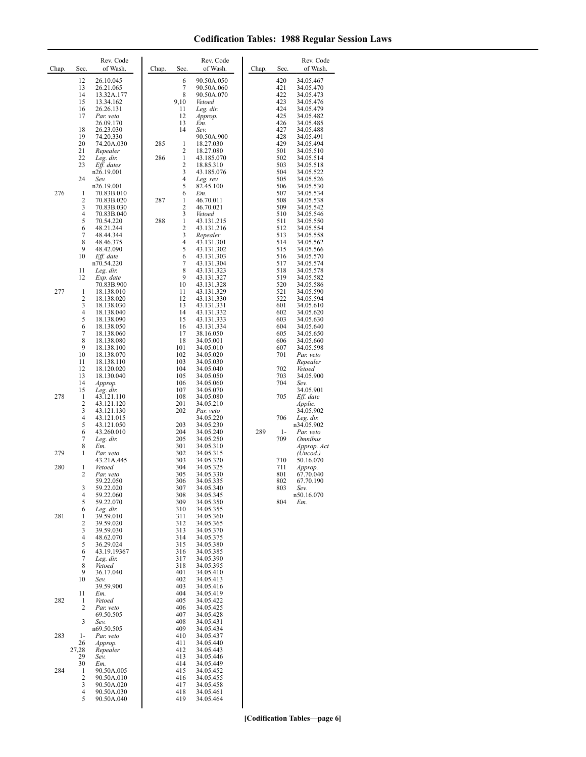## Codification Tables: 1988 Regular Session Laws

| Chap. | Sec. | Rev. Code of Wash. |
|---|---|---|
| | 12 | 26.10.045 |
| | 13 | 26.21.065 |
| | 14 | 13.32A.177 |
| | 15 | 13.34.162 |
| | 16 | 26.26.131 |
| | 17 | *Par. veto* 26.09.170 |
| | 18 | 26.23.030 |
| | 19 | 74.20.330 |
| | 20 | 74.20A.030 |
| | 21 | *Repealer* |
| | 22 | *Leg. dir.* |
| | 23 | *Eff. dates* n26.19.001 |
| | 24 | *Sev.* n26.19.001 |
| 276 | 1 | 70.83B.010 |
| | 2 | 70.83B.020 |
| | 3 | 70.83B.030 |
| | 4 | 70.83B.040 |
| | 5 | 70.54.220 |
| | 6 | 48.21.244 |
| | 7 | 48.44.344 |
| | 8 | 48.46.375 |
| | 9 | 48.42.090 |
| | 10 | *Eff. date* n70.54.220 |
| | 11 | *Leg. dir.* |
| | 12 | *Exp. date* 70.83B.900 |
| 277 | 1 | 18.138.010 |
| | 2 | 18.138.020 |
| | 3 | 18.138.030 |
| | 4 | 18.138.040 |
| | 5 | 18.138.090 |
| | 6 | 18.138.050 |
| | 7 | 18.138.060 |
| | 8 | 18.138.080 |
| | 9 | 18.138.100 |
| | 10 | 18.138.070 |
| | 11 | 18.138.110 |
| | 12 | 18.120.020 |
| | 13 | 18.130.040 |
| | 14 | *Approp.* |
| | 15 | *Leg. dir.* |
| 278 | 1 | 43.121.110 |
| | 2 | 43.121.120 |
| | 3 | 43.121.130 |
| | 4 | 43.121.015 |
| | 5 | 43.121.050 |
| | 6 | 43.260.010 |
| | 7 | *Leg. dir.* |
| | 8 | *Em.* |
| 279 | 1 | *Par. veto* 43.21A.445 |
| 280 | 1 | *Vetoed* |
| | 2 | *Par. veto* 59.22.050 |
| | 3 | 59.22.020 |
| | 4 | 59.22.060 |
| | 5 | 59.22.070 |
| | 6 | *Leg. dir.* |
| 281 | 1 | 39.59.010 |
| | 2 | 39.59.020 |
| | 3 | 39.59.030 |
| | 4 | 48.62.070 |
| | 5 | 36.29.024 |
| | 6 | 43.19.19367 |
| | 7 | *Leg. dir.* |
| | 8 | *Vetoed* |
| | 9 | 36.17.040 |
| | 10 | *Sev.* 39.59.900 |
| | 11 | *Em.* |
| 282 | 1 | *Vetoed* |
| | 2 | *Par. veto* 69.50.505 |
| | 3 | *Sev.* n69.50.505 |
| 283 | 1-26 | *Par. veto* *Approp.* |
| | 27,28 | *Repealer* |
| | 29 | *Sev.* |
| | 30 | *Em.* |
| 284 | 1 | 90.50A.005 |
| | 2 | 90.50A.010 |
| | 3 | 90.50A.020 |
| | 4 | 90.50A.030 |
| | 5 | 90.50A.040 |
| | 6 | 90.50A.050 |
| | 7 | 90.50A.060 |
| | 8 | 90.50A.070 |
| | 9,10 | *Vetoed* |
| | 11 | *Leg. dir.* |
| | 12 | *Approp.* |
| | 13 | *Em.* |
| | 14 | *Sev.* 90.50A.900 |
| 285 | 1 | 18.27.030 |
| | 2 | 18.27.080 |
| 286 | 1 | 43.185.070 |
| | 2 | 18.85.310 |
| | 3 | 43.185.076 |
| | 4 | *Leg. rev.* |
| | 5 | 82.45.100 |
| | 6 | *Em.* |
| 287 | 1 | 46.70.011 |
| | 2 | 46.70.021 |
| | 3 | *Vetoed* |
| 288 | 1 | 43.131.215 |
| | 2 | 43.131.216 |
| | 3 | *Repealer* |
| | 4 | 43.131.301 |
| | 5 | 43.131.302 |
| | 6 | 43.131.303 |
| | 7 | 43.131.304 |
| | 8 | 43.131.323 |
| | 9 | 43.131.327 |
| | 10 | 43.131.328 |
| | 11 | 43.131.329 |
| | 12 | 43.131.330 |
| | 13 | 43.131.331 |
| | 14 | 43.131.332 |
| | 15 | 43.131.333 |
| | 16 | 43.131.334 |
| | 17 | 38.16.050 |
| | 18 | 34.05.001 |
| | 101 | 34.05.010 |
| | 102 | 34.05.020 |
| | 103 | 34.05.030 |
| | 104 | 34.05.040 |
| | 105 | 34.05.050 |
| | 106 | 34.05.060 |
| | 107 | 34.05.070 |
| | 108 | 34.05.080 |
| | 201 | 34.05.210 |
| | 202 | *Par. veto* 34.05.220 |
| | 203 | 34.05.230 |
| | 204 | 34.05.240 |
| | 205 | 34.05.250 |
| | 301 | 34.05.310 |
| | 302 | 34.05.315 |
| | 303 | 34.05.320 |
| | 304 | 34.05.325 |
| | 305 | 34.05.330 |
| | 306 | 34.05.335 |
| | 307 | 34.05.340 |
| | 308 | 34.05.345 |
| | 309 | 34.05.350 |
| | 310 | 34.05.355 |
| | 311 | 34.05.360 |
| | 312 | 34.05.365 |
| | 313 | 34.05.370 |
| | 314 | 34.05.375 |
| | 315 | 34.05.380 |
| | 316 | 34.05.385 |
| | 317 | 34.05.390 |
| | 318 | 34.05.395 |
| | 401 | 34.05.410 |
| | 402 | 34.05.413 |
| | 403 | 34.05.416 |
| | 404 | 34.05.419 |
| | 405 | 34.05.422 |
| | 406 | 34.05.425 |
| | 407 | 34.05.428 |
| | 408 | 34.05.431 |
| | 409 | 34.05.434 |
| | 410 | 34.05.437 |
| | 411 | 34.05.440 |
| | 412 | 34.05.443 |
| | 413 | 34.05.446 |
| | 414 | 34.05.449 |
| | 415 | 34.05.452 |
| | 416 | 34.05.455 |
| | 417 | 34.05.458 |
| | 418 | 34.05.461 |
| | 419 | 34.05.464 |
| | 420 | 34.05.467 |
| | 421 | 34.05.470 |
| | 422 | 34.05.473 |
| | 423 | 34.05.476 |
| | 424 | 34.05.479 |
| | 425 | 34.05.482 |
| | 426 | 34.05.485 |
| | 427 | 34.05.488 |
| | 428 | 34.05.491 |
| | 429 | 34.05.494 |
| | 501 | 34.05.510 |
| | 502 | 34.05.514 |
| | 503 | 34.05.518 |
| | 504 | 34.05.522 |
| | 505 | 34.05.526 |
| | 506 | 34.05.530 |
| | 507 | 34.05.534 |
| | 508 | 34.05.538 |
| | 509 | 34.05.542 |
| | 510 | 34.05.546 |
| | 511 | 34.05.550 |
| | 512 | 34.05.554 |
| | 513 | 34.05.558 |
| | 514 | 34.05.562 |
| | 515 | 34.05.566 |
| | 516 | 34.05.570 |
| | 517 | 34.05.574 |
| | 518 | 34.05.578 |
| | 519 | 34.05.582 |
| | 520 | 34.05.586 |
| | 521 | 34.05.590 |
| | 522 | 34.05.594 |
| | 601 | 34.05.610 |
| | 602 | 34.05.620 |
| | 603 | 34.05.630 |
| | 604 | 34.05.640 |
| | 605 | 34.05.650 |
| | 606 | 34.05.660 |
| | 607 | 34.05.598 |
| | 701 | *Par. veto* *Repealer* |
| | 702 | *Vetoed* |
| | 703 | 34.05.900 |
| | 704 | *Sev.* 34.05.901 |
| | 705 | *Eff. date* *Applic.* 34.05.902 |
| | 706 | *Leg. dir.* n34.05.902 |
| 289 | 1-709 | *Par. veto* *Omnibus Approp. Act (Uncod.)* |
| | 710 | 50.16.070 |
| | 711 | *Approp.* |
| | 801 | 67.70.040 |
| | 802 | 67.70.190 |
| | 803 | *Sev.* n50.16.070 |
| | 804 | *Em.* |